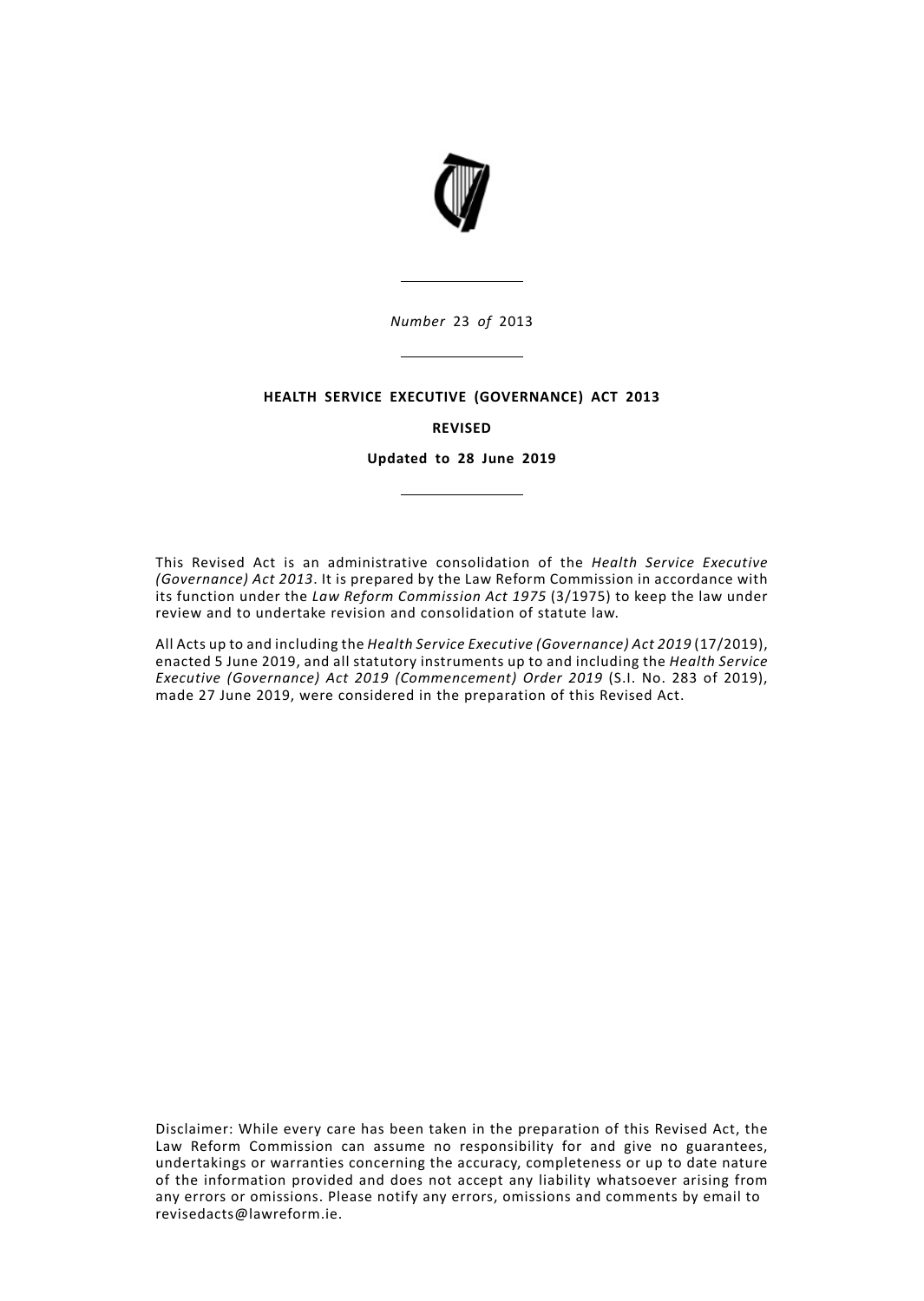*Number* 23 *of* 2013

---

**HEALTH SERVICE EXECUTIVE (GOVERNANCE) ACT 2013**

**REVISED**

**Updated to 28 June 2019**

---

This Revised Act is an administrative consolidation of the *Health Service Executive (Governance) Act 2013*. It is prepared by the Law Reform Commission in accordance with its function under the *Law Reform Commission Act 1975* (3/1975) to keep the law under review and to undertake revision and consolidation of statute law.

All Acts up to and including the *Health Service Executive (Governance) Act 2019* (17/2019), enacted 5 June 2019, and all statutory instruments up to and including the *Health Service Executive (Governance) Act 2019 (Commencement) Order 2019* (S.I. No. 283 of 2019), made 27 June 2019, were considered in the preparation of this Revised Act.

Disclaimer: While every care has been taken in the preparation of this Revised Act, the Law Reform Commission can assume no responsibility for and give no guarantees, undertakings or warranties concerning the accuracy, completeness or up to date nature of the information provided and does not accept any liability whatsoever arising from any errors or omissions. Please notify any errors, omissions and comments by email to revisedacts@lawreform.ie.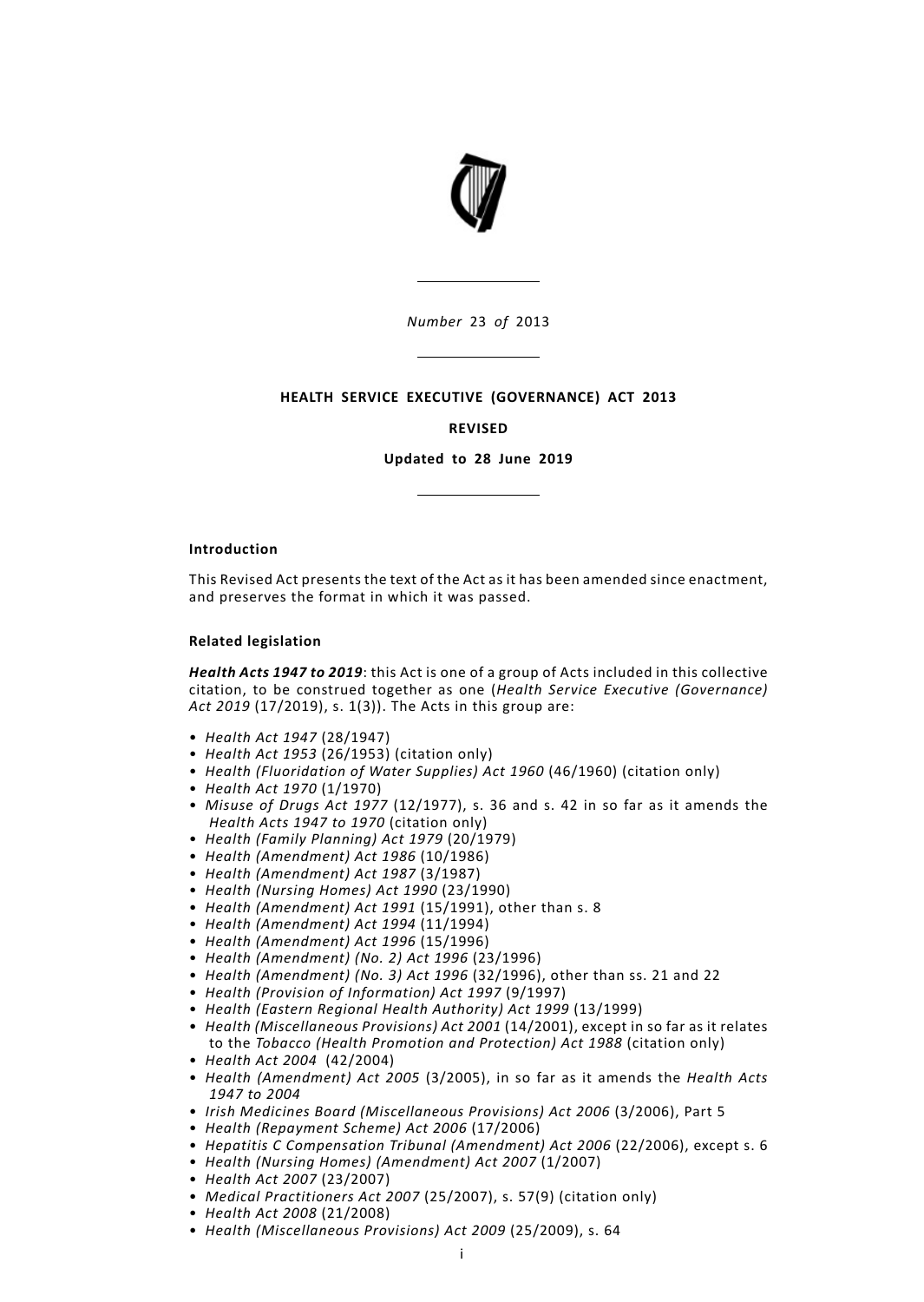*Number* 23 *of* 2013

**HEALTH SERVICE EXECUTIVE (GOVERNANCE) ACT 2013**

**REVISED**

**Updated to 28 June 2019**

**Introduction**

This Revised Act presents the text of the Act as it has been amended since enactment, and preserves the format in which it was passed.

**Related legislation**

***Health Acts 1947 to 2019***: this Act is one of a group of Acts included in this collective citation, to be construed together as one (*Health Service Executive (Governance) Act 2019* (17/2019), s. 1(3)). The Acts in this group are:

- *Health Act 1947* (28/1947)
- *Health Act 1953* (26/1953) (citation only)
- *Health (Fluoridation of Water Supplies) Act 1960* (46/1960) (citation only)
- *Health Act 1970* (1/1970)
- *Misuse of Drugs Act 1977* (12/1977), s. 36 and s. 42 in so far as it amends the *Health Acts 1947 to 1970* (citation only)
- *Health (Family Planning) Act 1979* (20/1979)
- *Health (Amendment) Act 1986* (10/1986)
- *Health (Amendment) Act 1987* (3/1987)
- *Health (Nursing Homes) Act 1990* (23/1990)
- *Health (Amendment) Act 1991* (15/1991), other than s. 8
- *Health (Amendment) Act 1994* (11/1994)
- *Health (Amendment) Act 1996* (15/1996)
- *Health (Amendment) (No. 2) Act 1996* (23/1996)
- *Health (Amendment) (No. 3) Act 1996* (32/1996), other than ss. 21 and 22
- *Health (Provision of Information) Act 1997* (9/1997)
- *Health (Eastern Regional Health Authority) Act 1999* (13/1999)
- *Health (Miscellaneous Provisions) Act 2001* (14/2001), except in so far as it relates to the *Tobacco (Health Promotion and Protection) Act 1988* (citation only)
- *Health Act 2004* (42/2004)
- *Health (Amendment) Act 2005* (3/2005), in so far as it amends the *Health Acts 1947 to 2004*
- *Irish Medicines Board (Miscellaneous Provisions) Act 2006* (3/2006), Part 5
- *Health (Repayment Scheme) Act 2006* (17/2006)
- *Hepatitis C Compensation Tribunal (Amendment) Act 2006* (22/2006), except s. 6
- *Health (Nursing Homes) (Amendment) Act 2007* (1/2007)
- *Health Act 2007* (23/2007)
- *Medical Practitioners Act 2007* (25/2007), s. 57(9) (citation only)
- *Health Act 2008* (21/2008)
- *Health (Miscellaneous Provisions) Act 2009* (25/2009), s. 64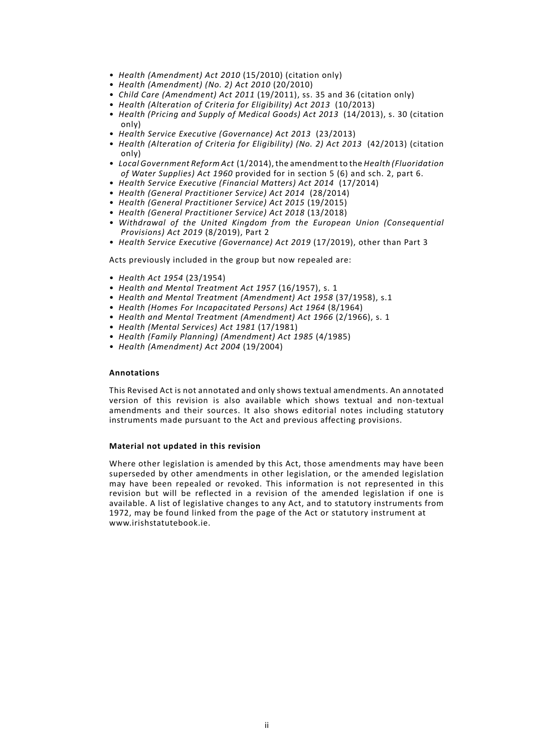- *Health (Amendment) Act 2010* (15/2010) (citation only)
- *Health (Amendment) (No. 2) Act 2010* (20/2010)
- *Child Care (Amendment) Act 2011* (19/2011), ss. 35 and 36 (citation only)
- *Health (Alteration of Criteria for Eligibility) Act 2013* (10/2013)
- *Health (Pricing and Supply of Medical Goods) Act 2013* (14/2013), s. 30 (citation only)
- *Health Service Executive (Governance) Act 2013* (23/2013)
- *Health (Alteration of Criteria for Eligibility) (No. 2) Act 2013* (42/2013) (citation only)
- *Local Government Reform Act* (1/2014), the amendment to the *Health (Fluoridation of Water Supplies) Act 1960* provided for in section 5 (6) and sch. 2, part 6.
- *Health Service Executive (Financial Matters) Act 2014* (17/2014)
- *Health (General Practitioner Service) Act 2014* (28/2014)
- *Health (General Practitioner Service) Act 2015* (19/2015)
- *Health (General Practitioner Service) Act 2018* (13/2018)
- *Withdrawal of the United Kingdom from the European Union (Consequential Provisions) Act 2019* (8/2019), Part 2
- *Health Service Executive (Governance) Act 2019* (17/2019), other than Part 3

Acts previously included in the group but now repealed are:

- *Health Act 1954* (23/1954)
- *Health and Mental Treatment Act 1957* (16/1957), s. 1
- *Health and Mental Treatment (Amendment) Act 1958* (37/1958), s.1
- *Health (Homes For Incapacitated Persons) Act 1964* (8/1964)
- *Health and Mental Treatment (Amendment) Act 1966* (2/1966), s. 1
- *Health (Mental Services) Act 1981* (17/1981)
- *Health (Family Planning) (Amendment) Act 1985* (4/1985)
- *Health (Amendment) Act 2004* (19/2004)

**Annotations**

This Revised Act is not annotated and only shows textual amendments. An annotated version of this revision is also available which shows textual and non-textual amendments and their sources. It also shows editorial notes including statutory instruments made pursuant to the Act and previous affecting provisions.

**Material not updated in this revision**

Where other legislation is amended by this Act, those amendments may have been superseded by other amendments in other legislation, or the amended legislation may have been repealed or revoked. This information is not represented in this revision but will be reflected in a revision of the amended legislation if one is available. A list of legislative changes to any Act, and to statutory instruments from 1972, may be found linked from the page of the Act or statutory instrument at www.irishstatutebook.ie.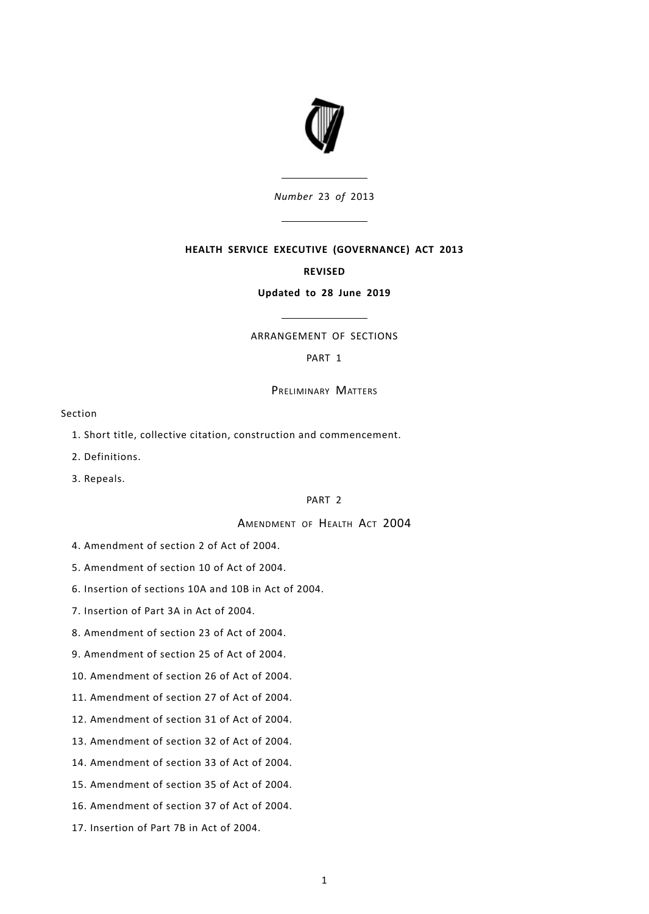*Number* 23 *of* 2013

**HEALTH SERVICE EXECUTIVE (GOVERNANCE) ACT 2013**

**REVISED**

**Updated to 28 June 2019**

ARRANGEMENT OF SECTIONS

PART 1

PRELIMINARY MATTERS

Section

1. Short title, collective citation, construction and commencement.
2. Definitions.
3. Repeals.

PART 2

AMENDMENT OF HEALTH ACT 2004

4. Amendment of section 2 of Act of 2004.
5. Amendment of section 10 of Act of 2004.
6. Insertion of sections 10A and 10B in Act of 2004.
7. Insertion of Part 3A in Act of 2004.
8. Amendment of section 23 of Act of 2004.
9. Amendment of section 25 of Act of 2004.
10. Amendment of section 26 of Act of 2004.
11. Amendment of section 27 of Act of 2004.
12. Amendment of section 31 of Act of 2004.
13. Amendment of section 32 of Act of 2004.
14. Amendment of section 33 of Act of 2004.
15. Amendment of section 35 of Act of 2004.
16. Amendment of section 37 of Act of 2004.
17. Insertion of Part 7B in Act of 2004.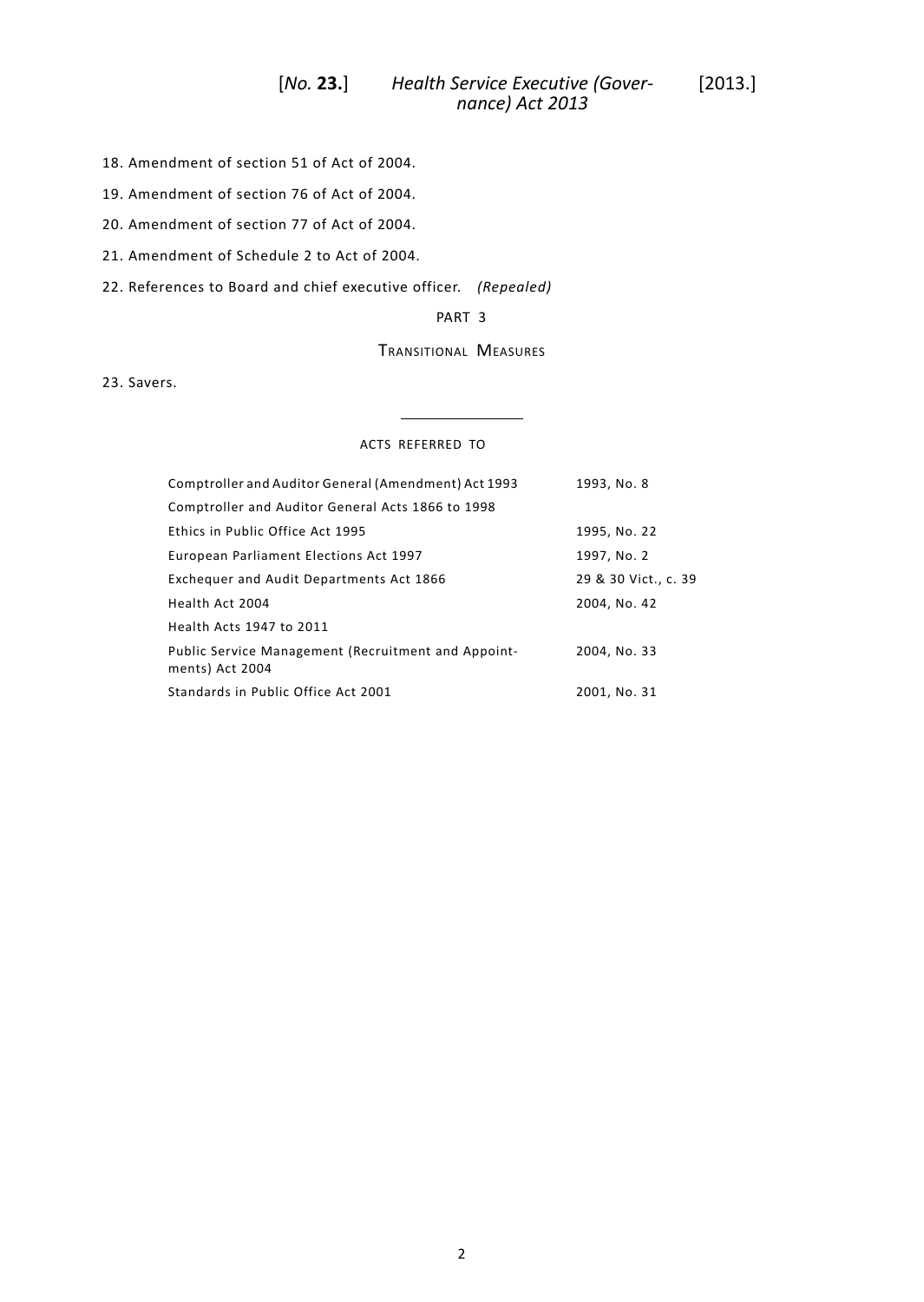18. Amendment of section 51 of Act of 2004.

19. Amendment of section 76 of Act of 2004.

20. Amendment of section 77 of Act of 2004.

21. Amendment of Schedule 2 to Act of 2004.

22. References to Board and chief executive officer. *(Repealed)*

PART 3

TRANSITIONAL MEASURES

23. Savers.

---

ACTS REFERRED TO

| | |
|---|---|
| Comptroller and Auditor General (Amendment) Act 1993 | 1993, No. 8 |
| Comptroller and Auditor General Acts 1866 to 1998 | |
| Ethics in Public Office Act 1995 | 1995, No. 22 |
| European Parliament Elections Act 1997 | 1997, No. 2 |
| Exchequer and Audit Departments Act 1866 | 29 & 30 Vict., c. 39 |
| Health Act 2004 | 2004, No. 42 |
| Health Acts 1947 to 2011 | |
| Public Service Management (Recruitment and Appointments) Act 2004 | 2004, No. 33 |
| Standards in Public Office Act 2001 | 2001, No. 31 |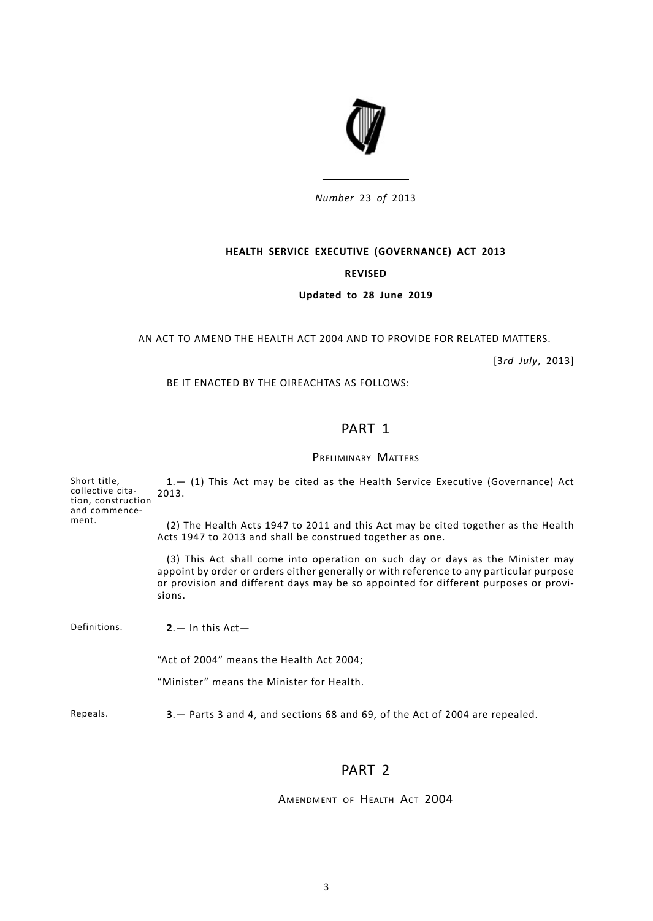*Number* 23 *of* 2013

**HEALTH SERVICE EXECUTIVE (GOVERNANCE) ACT 2013**

**REVISED**

**Updated to 28 June 2019**

AN ACT TO AMEND THE HEALTH ACT 2004 AND TO PROVIDE FOR RELATED MATTERS.

[3*rd July*, 2013]

BE IT ENACTED BY THE OIREACHTAS AS FOLLOWS:

# PART 1

## PRELIMINARY MATTERS

Short title, collective citation, construction and commencement.

**1**.— (1) This Act may be cited as the Health Service Executive (Governance) Act 2013.

(2) The Health Acts 1947 to 2011 and this Act may be cited together as the Health Acts 1947 to 2013 and shall be construed together as one.

(3) This Act shall come into operation on such day or days as the Minister may appoint by order or orders either generally or with reference to any particular purpose or provision and different days may be so appointed for different purposes or provisions.

Definitions.

**2**.— In this Act—

"Act of 2004" means the Health Act 2004;

"Minister" means the Minister for Health.

Repeals.

**3**.— Parts 3 and 4, and sections 68 and 69, of the Act of 2004 are repealed.

# PART 2

## AMENDMENT OF HEALTH ACT 2004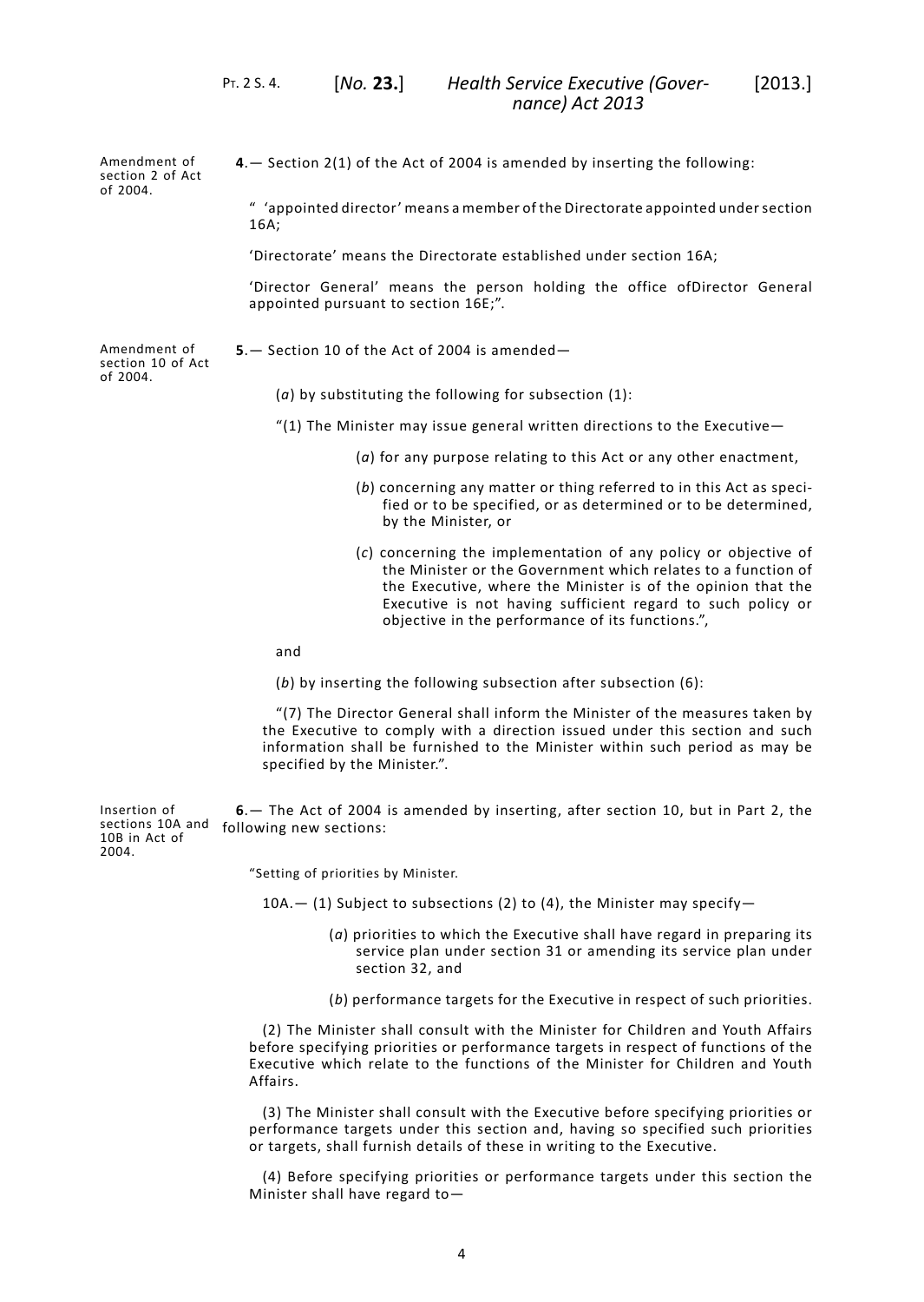Amendment of section 2 of Act of 2004.

**4**.— Section 2(1) of the Act of 2004 is amended by inserting the following:

" 'appointed director' means a member of the Directorate appointed under section 16A;

'Directorate' means the Directorate established under section 16A;

'Director General' means the person holding the office ofDirector General appointed pursuant to section 16E;".

Amendment of section 10 of Act of 2004.

**5**.— Section 10 of the Act of 2004 is amended—

(*a*) by substituting the following for subsection (1):

"(1) The Minister may issue general written directions to the Executive—

(*a*) for any purpose relating to this Act or any other enactment,

(*b*) concerning any matter or thing referred to in this Act as specified or to be specified, or as determined or to be determined, by the Minister, or

(*c*) concerning the implementation of any policy or objective of the Minister or the Government which relates to a function of the Executive, where the Minister is of the opinion that the Executive is not having sufficient regard to such policy or objective in the performance of its functions.",

and

(*b*) by inserting the following subsection after subsection (6):

"(7) The Director General shall inform the Minister of the measures taken by the Executive to comply with a direction issued under this section and such information shall be furnished to the Minister within such period as may be specified by the Minister.".

Insertion of sections 10A and 10B in Act of 2004.

**6**.— The Act of 2004 is amended by inserting, after section 10, but in Part 2, the following new sections:

"Setting of priorities by Minister.

10A.— (1) Subject to subsections (2) to (4), the Minister may specify—

(*a*) priorities to which the Executive shall have regard in preparing its service plan under section 31 or amending its service plan under section 32, and

(*b*) performance targets for the Executive in respect of such priorities.

(2) The Minister shall consult with the Minister for Children and Youth Affairs before specifying priorities or performance targets in respect of functions of the Executive which relate to the functions of the Minister for Children and Youth Affairs.

(3) The Minister shall consult with the Executive before specifying priorities or performance targets under this section and, having so specified such priorities or targets, shall furnish details of these in writing to the Executive.

(4) Before specifying priorities or performance targets under this section the Minister shall have regard to—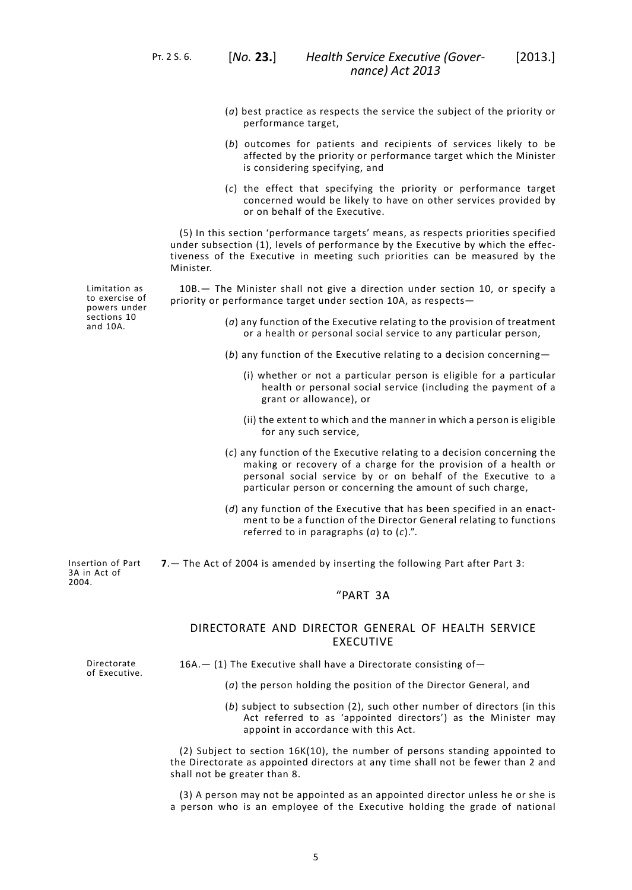(*a*) best practice as respects the service the subject of the priority or performance target,

(*b*) outcomes for patients and recipients of services likely to be affected by the priority or performance target which the Minister is considering specifying, and

(*c*) the effect that specifying the priority or performance target concerned would be likely to have on other services provided by or on behalf of the Executive.

(5) In this section 'performance targets' means, as respects priorities specified under subsection (1), levels of performance by the Executive by which the effectiveness of the Executive in meeting such priorities can be measured by the Minister.

Limitation as to exercise of powers under sections 10 and 10A.

10B.— The Minister shall not give a direction under section 10, or specify a priority or performance target under section 10A, as respects—

(*a*) any function of the Executive relating to the provision of treatment or a health or personal social service to any particular person,

(*b*) any function of the Executive relating to a decision concerning—

(i) whether or not a particular person is eligible for a particular health or personal social service (including the payment of a grant or allowance), or

(ii) the extent to which and the manner in which a person is eligible for any such service,

(*c*) any function of the Executive relating to a decision concerning the making or recovery of a charge for the provision of a health or personal social service by or on behalf of the Executive to a particular person or concerning the amount of such charge,

(*d*) any function of the Executive that has been specified in an enactment to be a function of the Director General relating to functions referred to in paragraphs (*a*) to (*c*).".

Insertion of Part 3A in Act of 2004.

**7**.— The Act of 2004 is amended by inserting the following Part after Part 3:

"PART 3A

DIRECTORATE AND DIRECTOR GENERAL OF HEALTH SERVICE EXECUTIVE

Directorate of Executive.

16A.— (1) The Executive shall have a Directorate consisting of—

(*a*) the person holding the position of the Director General, and

(*b*) subject to subsection (2), such other number of directors (in this Act referred to as 'appointed directors') as the Minister may appoint in accordance with this Act.

(2) Subject to section 16K(10), the number of persons standing appointed to the Directorate as appointed directors at any time shall not be fewer than 2 and shall not be greater than 8.

(3) A person may not be appointed as an appointed director unless he or she is a person who is an employee of the Executive holding the grade of national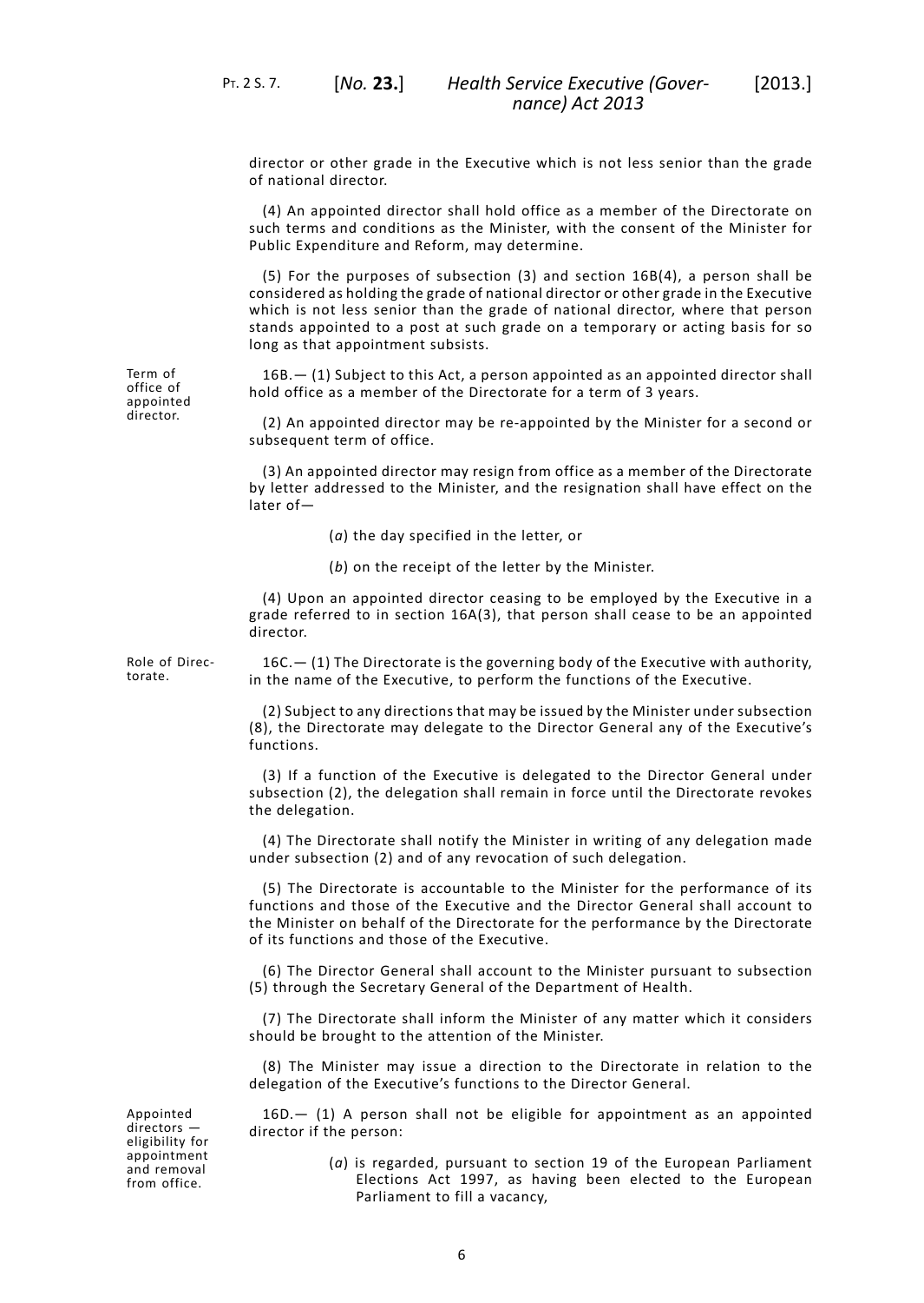director or other grade in the Executive which is not less senior than the grade of national director.

(4) An appointed director shall hold office as a member of the Directorate on such terms and conditions as the Minister, with the consent of the Minister for Public Expenditure and Reform, may determine.

(5) For the purposes of subsection (3) and section 16B(4), a person shall be considered as holding the grade of national director or other grade in the Executive which is not less senior than the grade of national director, where that person stands appointed to a post at such grade on a temporary or acting basis for so long as that appointment subsists.

Term of office of appointed director.

16B.— (1) Subject to this Act, a person appointed as an appointed director shall hold office as a member of the Directorate for a term of 3 years.

(2) An appointed director may be re-appointed by the Minister for a second or subsequent term of office.

(3) An appointed director may resign from office as a member of the Directorate by letter addressed to the Minister, and the resignation shall have effect on the later of—

(*a*) the day specified in the letter, or

(*b*) on the receipt of the letter by the Minister.

(4) Upon an appointed director ceasing to be employed by the Executive in a grade referred to in section 16A(3), that person shall cease to be an appointed director.

Role of Directorate.

16C.— (1) The Directorate is the governing body of the Executive with authority, in the name of the Executive, to perform the functions of the Executive.

(2) Subject to any directions that may be issued by the Minister under subsection (8), the Directorate may delegate to the Director General any of the Executive's functions.

(3) If a function of the Executive is delegated to the Director General under subsection (2), the delegation shall remain in force until the Directorate revokes the delegation.

(4) The Directorate shall notify the Minister in writing of any delegation made under subsection (2) and of any revocation of such delegation.

(5) The Directorate is accountable to the Minister for the performance of its functions and those of the Executive and the Director General shall account to the Minister on behalf of the Directorate for the performance by the Directorate of its functions and those of the Executive.

(6) The Director General shall account to the Minister pursuant to subsection (5) through the Secretary General of the Department of Health.

(7) The Directorate shall inform the Minister of any matter which it considers should be brought to the attention of the Minister.

(8) The Minister may issue a direction to the Directorate in relation to the delegation of the Executive's functions to the Director General.

Appointed directors — eligibility for appointment and removal from office.

16D.— (1) A person shall not be eligible for appointment as an appointed director if the person:

(*a*) is regarded, pursuant to section 19 of the European Parliament Elections Act 1997, as having been elected to the European Parliament to fill a vacancy,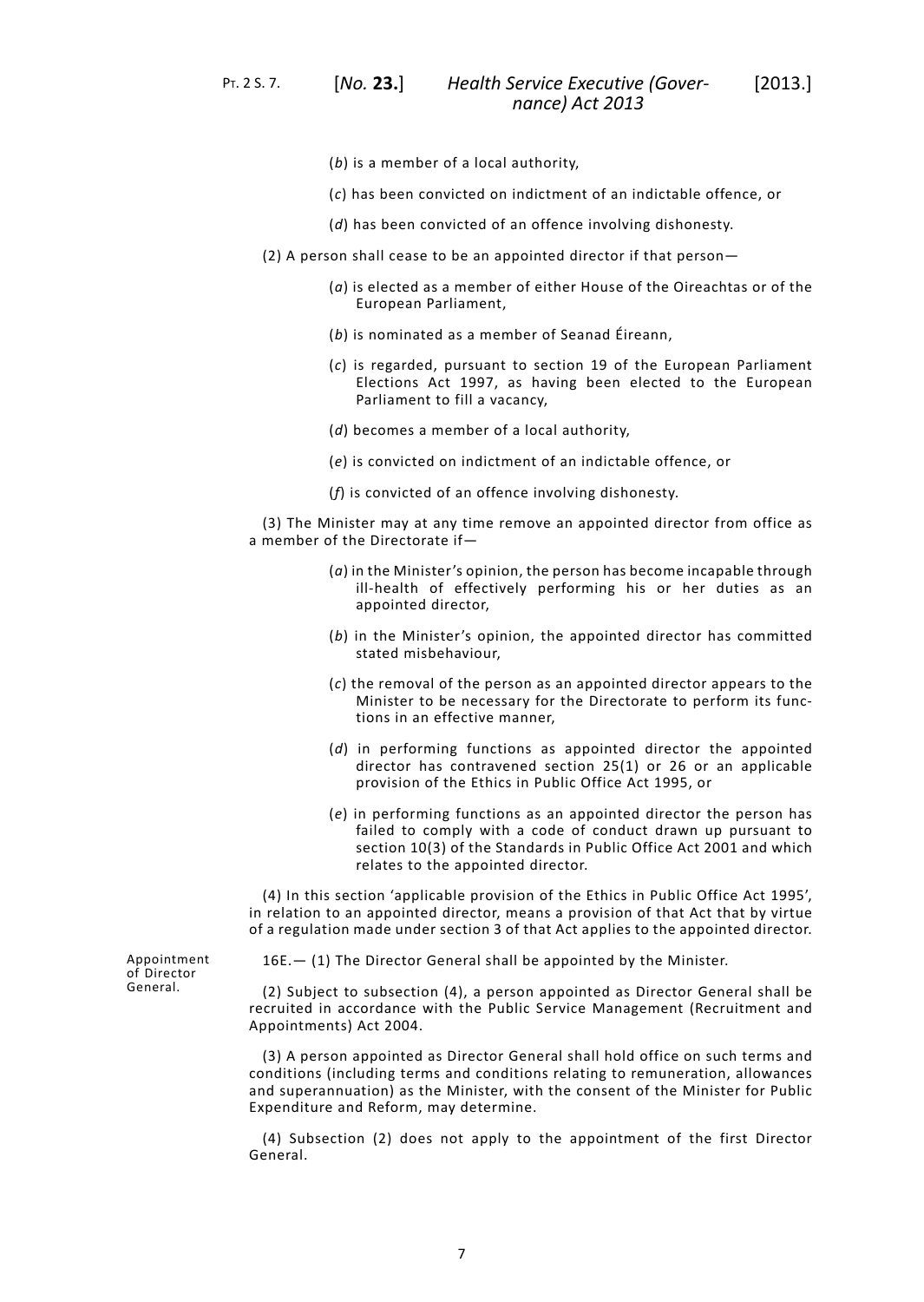(*b*) is a member of a local authority,

(*c*) has been convicted on indictment of an indictable offence, or

(*d*) has been convicted of an offence involving dishonesty.

(2) A person shall cease to be an appointed director if that person—

(*a*) is elected as a member of either House of the Oireachtas or of the European Parliament,

(*b*) is nominated as a member of Seanad Éireann,

(*c*) is regarded, pursuant to section 19 of the European Parliament Elections Act 1997, as having been elected to the European Parliament to fill a vacancy,

(*d*) becomes a member of a local authority,

(*e*) is convicted on indictment of an indictable offence, or

(*f*) is convicted of an offence involving dishonesty.

(3) The Minister may at any time remove an appointed director from office as a member of the Directorate if—

(*a*) in the Minister's opinion, the person has become incapable through ill-health of effectively performing his or her duties as an appointed director,

(*b*) in the Minister's opinion, the appointed director has committed stated misbehaviour,

(*c*) the removal of the person as an appointed director appears to the Minister to be necessary for the Directorate to perform its functions in an effective manner,

(*d*) in performing functions as appointed director the appointed director has contravened section 25(1) or 26 or an applicable provision of the Ethics in Public Office Act 1995, or

(*e*) in performing functions as an appointed director the person has failed to comply with a code of conduct drawn up pursuant to section 10(3) of the Standards in Public Office Act 2001 and which relates to the appointed director.

(4) In this section 'applicable provision of the Ethics in Public Office Act 1995', in relation to an appointed director, means a provision of that Act that by virtue of a regulation made under section 3 of that Act applies to the appointed director.

Appointment of Director General.

16E.— (1) The Director General shall be appointed by the Minister.

(2) Subject to subsection (4), a person appointed as Director General shall be recruited in accordance with the Public Service Management (Recruitment and Appointments) Act 2004.

(3) A person appointed as Director General shall hold office on such terms and conditions (including terms and conditions relating to remuneration, allowances and superannuation) as the Minister, with the consent of the Minister for Public Expenditure and Reform, may determine.

(4) Subsection (2) does not apply to the appointment of the first Director General.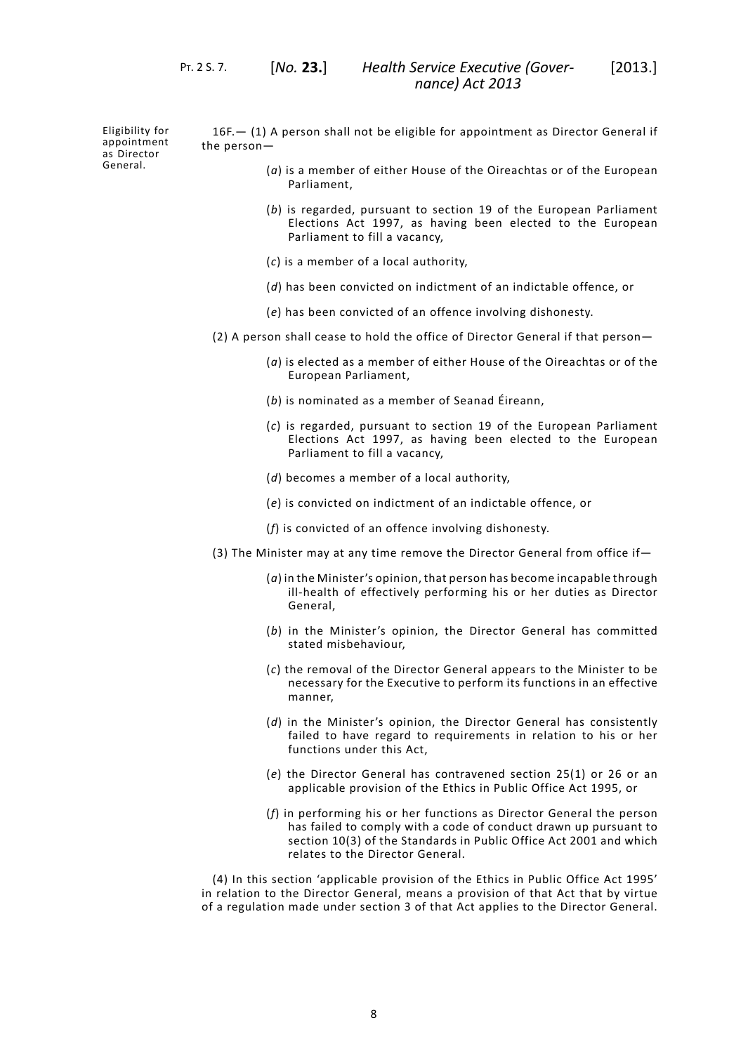Eligibility for appointment as Director General.

16F.— (1) A person shall not be eligible for appointment as Director General if the person—

(*a*) is a member of either House of the Oireachtas or of the European Parliament,

(*b*) is regarded, pursuant to section 19 of the European Parliament Elections Act 1997, as having been elected to the European Parliament to fill a vacancy,

(*c*) is a member of a local authority,

(*d*) has been convicted on indictment of an indictable offence, or

(*e*) has been convicted of an offence involving dishonesty.

(2) A person shall cease to hold the office of Director General if that person—

(*a*) is elected as a member of either House of the Oireachtas or of the European Parliament,

(*b*) is nominated as a member of Seanad Éireann,

(*c*) is regarded, pursuant to section 19 of the European Parliament Elections Act 1997, as having been elected to the European Parliament to fill a vacancy,

(*d*) becomes a member of a local authority,

(*e*) is convicted on indictment of an indictable offence, or

(*f*) is convicted of an offence involving dishonesty.

(3) The Minister may at any time remove the Director General from office if—

(*a*) in the Minister's opinion, that person has become incapable through ill-health of effectively performing his or her duties as Director General,

(*b*) in the Minister's opinion, the Director General has committed stated misbehaviour,

(*c*) the removal of the Director General appears to the Minister to be necessary for the Executive to perform its functions in an effective manner,

(*d*) in the Minister's opinion, the Director General has consistently failed to have regard to requirements in relation to his or her functions under this Act,

(*e*) the Director General has contravened section 25(1) or 26 or an applicable provision of the Ethics in Public Office Act 1995, or

(*f*) in performing his or her functions as Director General the person has failed to comply with a code of conduct drawn up pursuant to section 10(3) of the Standards in Public Office Act 2001 and which relates to the Director General.

(4) In this section 'applicable provision of the Ethics in Public Office Act 1995' in relation to the Director General, means a provision of that Act that by virtue of a regulation made under section 3 of that Act applies to the Director General.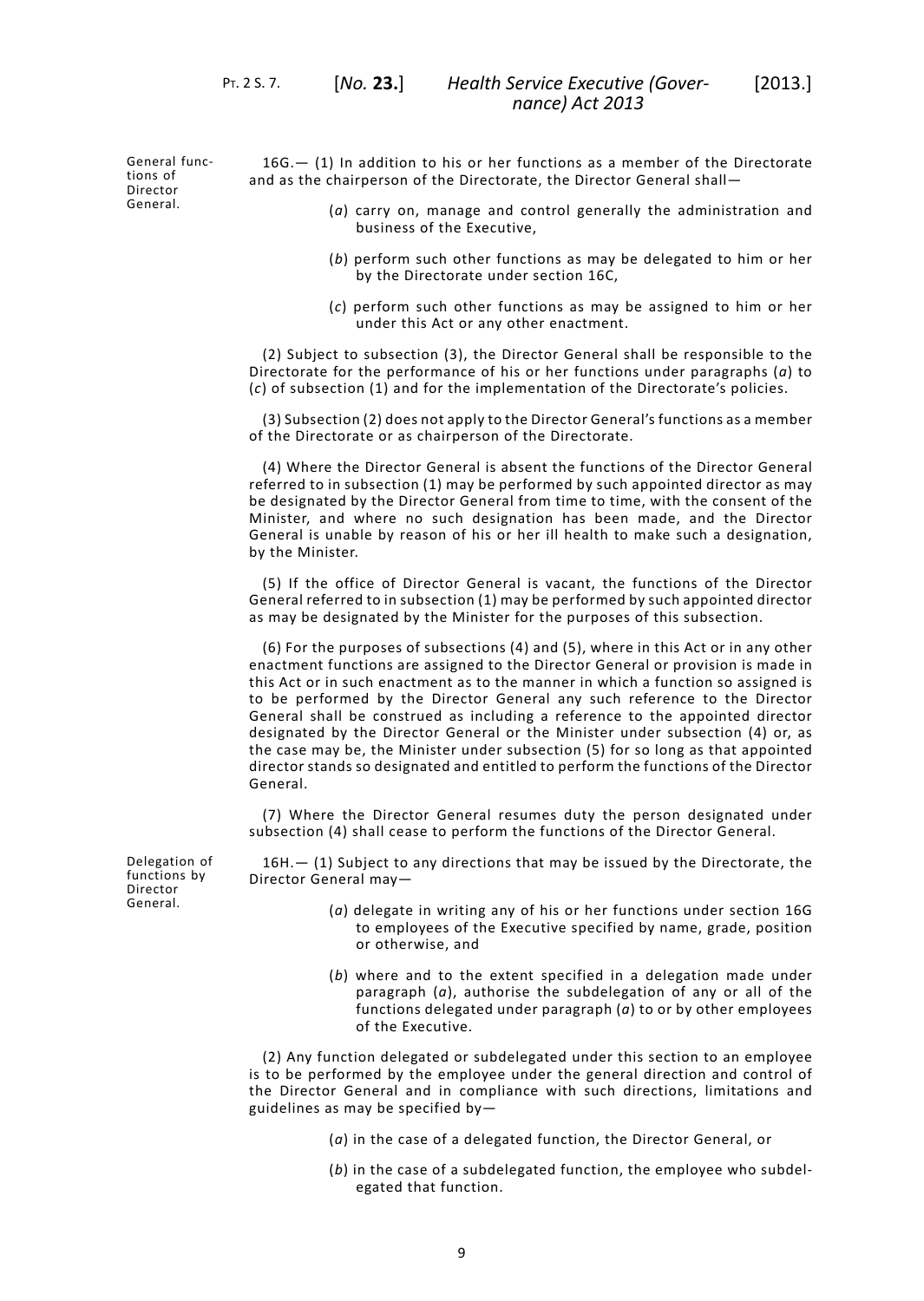General functions of Director General.

16G.— (1) In addition to his or her functions as a member of the Directorate and as the chairperson of the Directorate, the Director General shall—

(*a*) carry on, manage and control generally the administration and business of the Executive,

(*b*) perform such other functions as may be delegated to him or her by the Directorate under section 16C,

(*c*) perform such other functions as may be assigned to him or her under this Act or any other enactment.

(2) Subject to subsection (3), the Director General shall be responsible to the Directorate for the performance of his or her functions under paragraphs (*a*) to (*c*) of subsection (1) and for the implementation of the Directorate's policies.

(3) Subsection (2) does not apply to the Director General's functions as a member of the Directorate or as chairperson of the Directorate.

(4) Where the Director General is absent the functions of the Director General referred to in subsection (1) may be performed by such appointed director as may be designated by the Director General from time to time, with the consent of the Minister, and where no such designation has been made, and the Director General is unable by reason of his or her ill health to make such a designation, by the Minister.

(5) If the office of Director General is vacant, the functions of the Director General referred to in subsection (1) may be performed by such appointed director as may be designated by the Minister for the purposes of this subsection.

(6) For the purposes of subsections (4) and (5), where in this Act or in any other enactment functions are assigned to the Director General or provision is made in this Act or in such enactment as to the manner in which a function so assigned is to be performed by the Director General any such reference to the Director General shall be construed as including a reference to the appointed director designated by the Director General or the Minister under subsection (4) or, as the case may be, the Minister under subsection (5) for so long as that appointed director stands so designated and entitled to perform the functions of the Director General.

(7) Where the Director General resumes duty the person designated under subsection (4) shall cease to perform the functions of the Director General.

Delegation of functions by Director General.

16H.— (1) Subject to any directions that may be issued by the Directorate, the Director General may—

(*a*) delegate in writing any of his or her functions under section 16G to employees of the Executive specified by name, grade, position or otherwise, and

(*b*) where and to the extent specified in a delegation made under paragraph (*a*), authorise the subdelegation of any or all of the functions delegated under paragraph (*a*) to or by other employees of the Executive.

(2) Any function delegated or subdelegated under this section to an employee is to be performed by the employee under the general direction and control of the Director General and in compliance with such directions, limitations and guidelines as may be specified by—

(*a*) in the case of a delegated function, the Director General, or

(*b*) in the case of a subdelegated function, the employee who subdelegated that function.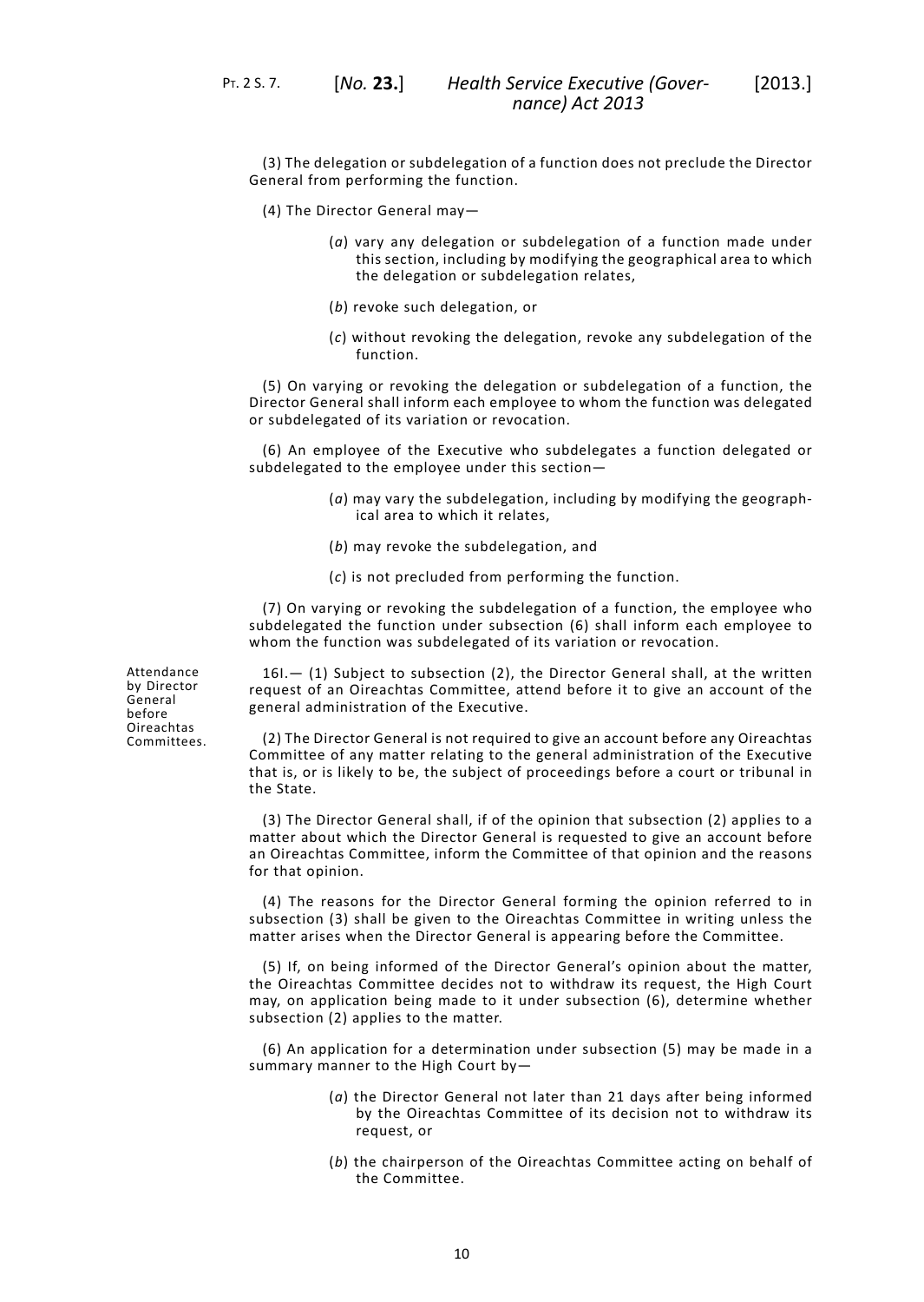(3) The delegation or subdelegation of a function does not preclude the Director General from performing the function.

(4) The Director General may—

(*a*) vary any delegation or subdelegation of a function made under this section, including by modifying the geographical area to which the delegation or subdelegation relates,

(*b*) revoke such delegation, or

(*c*) without revoking the delegation, revoke any subdelegation of the function.

(5) On varying or revoking the delegation or subdelegation of a function, the Director General shall inform each employee to whom the function was delegated or subdelegated of its variation or revocation.

(6) An employee of the Executive who subdelegates a function delegated or subdelegated to the employee under this section—

(*a*) may vary the subdelegation, including by modifying the geographical area to which it relates,

(*b*) may revoke the subdelegation, and

(*c*) is not precluded from performing the function.

(7) On varying or revoking the subdelegation of a function, the employee who subdelegated the function under subsection (6) shall inform each employee to whom the function was subdelegated of its variation or revocation.

Attendance by Director General before Oireachtas Committees.

16I.— (1) Subject to subsection (2), the Director General shall, at the written request of an Oireachtas Committee, attend before it to give an account of the general administration of the Executive.

(2) The Director General is not required to give an account before any Oireachtas Committee of any matter relating to the general administration of the Executive that is, or is likely to be, the subject of proceedings before a court or tribunal in the State.

(3) The Director General shall, if of the opinion that subsection (2) applies to a matter about which the Director General is requested to give an account before an Oireachtas Committee, inform the Committee of that opinion and the reasons for that opinion.

(4) The reasons for the Director General forming the opinion referred to in subsection (3) shall be given to the Oireachtas Committee in writing unless the matter arises when the Director General is appearing before the Committee.

(5) If, on being informed of the Director General's opinion about the matter, the Oireachtas Committee decides not to withdraw its request, the High Court may, on application being made to it under subsection (6), determine whether subsection (2) applies to the matter.

(6) An application for a determination under subsection (5) may be made in a summary manner to the High Court by—

(*a*) the Director General not later than 21 days after being informed by the Oireachtas Committee of its decision not to withdraw its request, or

(*b*) the chairperson of the Oireachtas Committee acting on behalf of the Committee.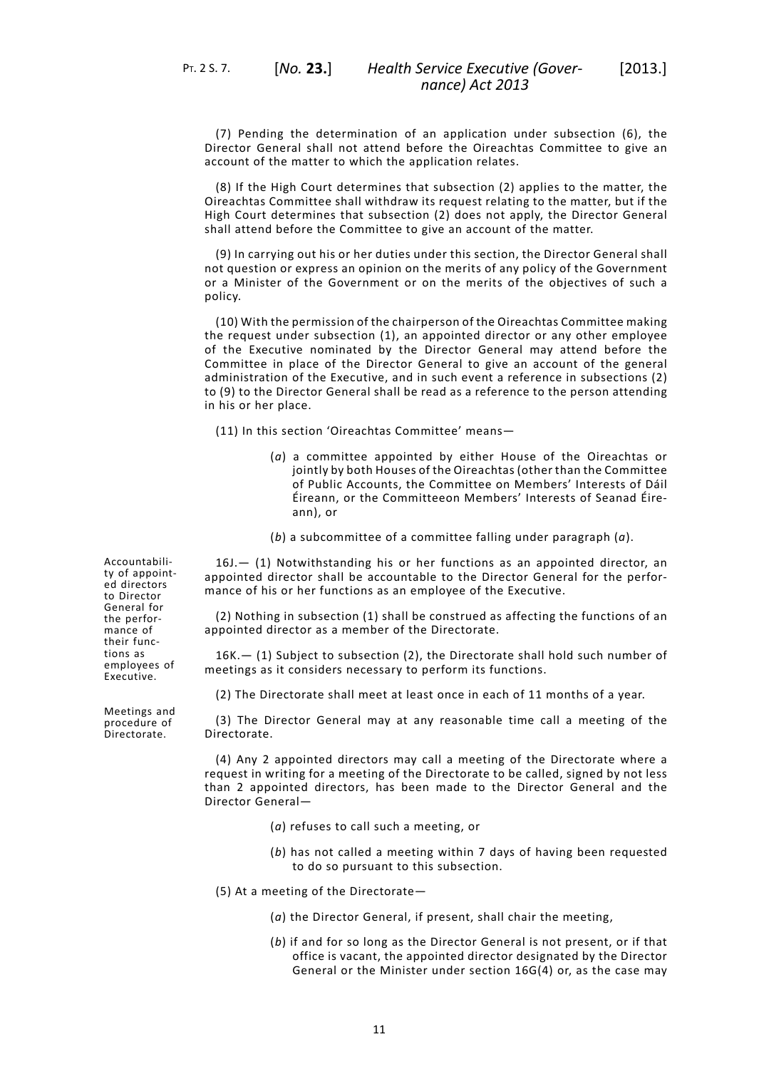(7) Pending the determination of an application under subsection (6), the Director General shall not attend before the Oireachtas Committee to give an account of the matter to which the application relates.

(8) If the High Court determines that subsection (2) applies to the matter, the Oireachtas Committee shall withdraw its request relating to the matter, but if the High Court determines that subsection (2) does not apply, the Director General shall attend before the Committee to give an account of the matter.

(9) In carrying out his or her duties under this section, the Director General shall not question or express an opinion on the merits of any policy of the Government or a Minister of the Government or on the merits of the objectives of such a policy.

(10) With the permission of the chairperson of the Oireachtas Committee making the request under subsection (1), an appointed director or any other employee of the Executive nominated by the Director General may attend before the Committee in place of the Director General to give an account of the general administration of the Executive, and in such event a reference in subsections (2) to (9) to the Director General shall be read as a reference to the person attending in his or her place.

(11) In this section 'Oireachtas Committee' means—

(*a*) a committee appointed by either House of the Oireachtas or jointly by both Houses of the Oireachtas (other than the Committee of Public Accounts, the Committee on Members' Interests of Dáil Éireann, or the Committeeon Members' Interests of Seanad Éireann), or

(*b*) a subcommittee of a committee falling under paragraph (*a*).

*Accountability of appointed directors to Director General for the performance of their functions as employees of Executive.*

16J.— (1) Notwithstanding his or her functions as an appointed director, an appointed director shall be accountable to the Director General for the performance of his or her functions as an employee of the Executive.

(2) Nothing in subsection (1) shall be construed as affecting the functions of an appointed director as a member of the Directorate.

*Meetings and procedure of Directorate.*

16K.— (1) Subject to subsection (2), the Directorate shall hold such number of meetings as it considers necessary to perform its functions.

(2) The Directorate shall meet at least once in each of 11 months of a year.

(3) The Director General may at any reasonable time call a meeting of the Directorate.

(4) Any 2 appointed directors may call a meeting of the Directorate where a request in writing for a meeting of the Directorate to be called, signed by not less than 2 appointed directors, has been made to the Director General and the Director General—

(*a*) refuses to call such a meeting, or

(*b*) has not called a meeting within 7 days of having been requested to do so pursuant to this subsection.

(5) At a meeting of the Directorate—

(*a*) the Director General, if present, shall chair the meeting,

(*b*) if and for so long as the Director General is not present, or if that office is vacant, the appointed director designated by the Director General or the Minister under section 16G(4) or, as the case may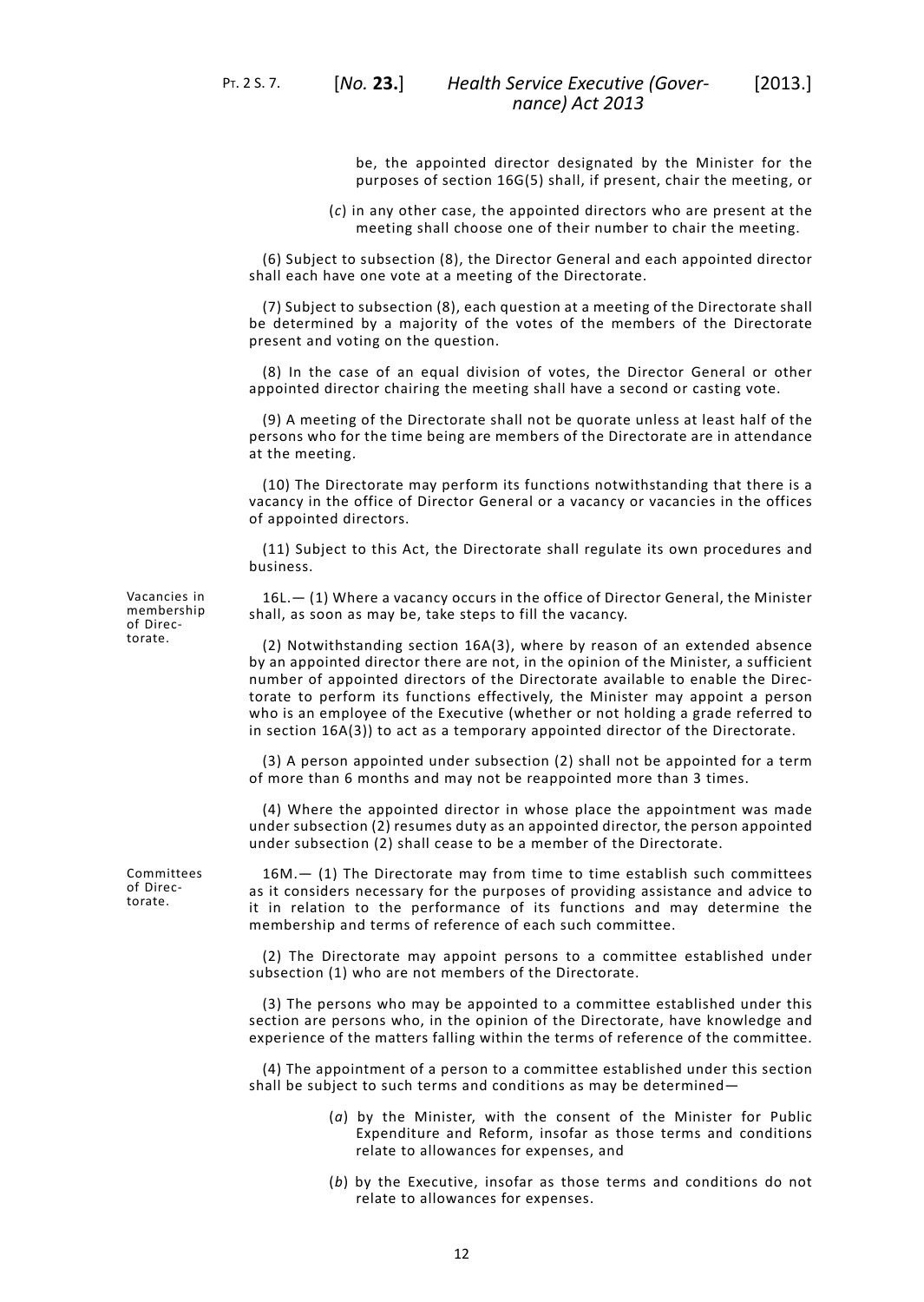be, the appointed director designated by the Minister for the purposes of section 16G(5) shall, if present, chair the meeting, or

(*c*) in any other case, the appointed directors who are present at the meeting shall choose one of their number to chair the meeting.

(6) Subject to subsection (8), the Director General and each appointed director shall each have one vote at a meeting of the Directorate.

(7) Subject to subsection (8), each question at a meeting of the Directorate shall be determined by a majority of the votes of the members of the Directorate present and voting on the question.

(8) In the case of an equal division of votes, the Director General or other appointed director chairing the meeting shall have a second or casting vote.

(9) A meeting of the Directorate shall not be quorate unless at least half of the persons who for the time being are members of the Directorate are in attendance at the meeting.

(10) The Directorate may perform its functions notwithstanding that there is a vacancy in the office of Director General or a vacancy or vacancies in the offices of appointed directors.

(11) Subject to this Act, the Directorate shall regulate its own procedures and business.

Vacancies in membership of Directorate.

16L.— (1) Where a vacancy occurs in the office of Director General, the Minister shall, as soon as may be, take steps to fill the vacancy.

(2) Notwithstanding section 16A(3), where by reason of an extended absence by an appointed director there are not, in the opinion of the Minister, a sufficient number of appointed directors of the Directorate available to enable the Directorate to perform its functions effectively, the Minister may appoint a person who is an employee of the Executive (whether or not holding a grade referred to in section 16A(3)) to act as a temporary appointed director of the Directorate.

(3) A person appointed under subsection (2) shall not be appointed for a term of more than 6 months and may not be reappointed more than 3 times.

(4) Where the appointed director in whose place the appointment was made under subsection (2) resumes duty as an appointed director, the person appointed under subsection (2) shall cease to be a member of the Directorate.

Committees of Directorate.

16M.— (1) The Directorate may from time to time establish such committees as it considers necessary for the purposes of providing assistance and advice to it in relation to the performance of its functions and may determine the membership and terms of reference of each such committee.

(2) The Directorate may appoint persons to a committee established under subsection (1) who are not members of the Directorate.

(3) The persons who may be appointed to a committee established under this section are persons who, in the opinion of the Directorate, have knowledge and experience of the matters falling within the terms of reference of the committee.

(4) The appointment of a person to a committee established under this section shall be subject to such terms and conditions as may be determined—

(*a*) by the Minister, with the consent of the Minister for Public Expenditure and Reform, insofar as those terms and conditions relate to allowances for expenses, and

(*b*) by the Executive, insofar as those terms and conditions do not relate to allowances for expenses.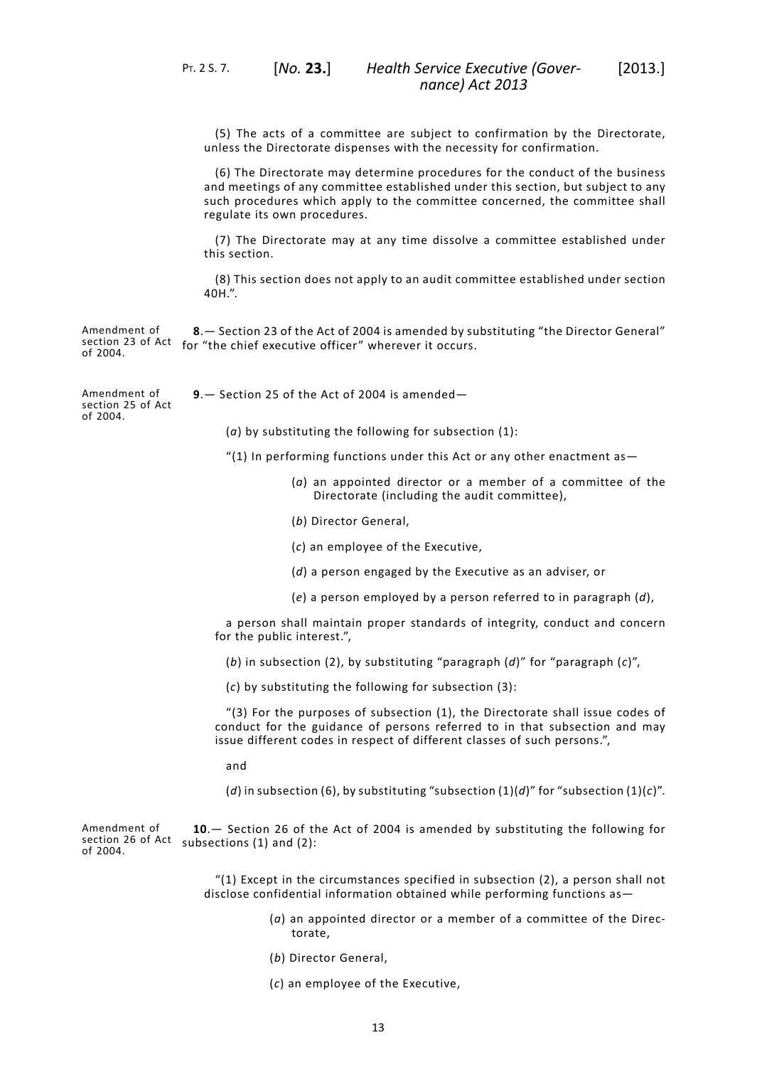(5) The acts of a committee are subject to confirmation by the Directorate, unless the Directorate dispenses with the necessity for confirmation.

(6) The Directorate may determine procedures for the conduct of the business and meetings of any committee established under this section, but subject to any such procedures which apply to the committee concerned, the committee shall regulate its own procedures.

(7) The Directorate may at any time dissolve a committee established under this section.

(8) This section does not apply to an audit committee established under section 40H.".

Amendment of section 23 of Act of 2004.

**8**.— Section 23 of the Act of 2004 is amended by substituting "the Director General" for "the chief executive officer" wherever it occurs.

Amendment of section 25 of Act of 2004.

**9**.— Section 25 of the Act of 2004 is amended—

(*a*) by substituting the following for subsection (1):

"(1) In performing functions under this Act or any other enactment as—

(*a*) an appointed director or a member of a committee of the Directorate (including the audit committee),

(*b*) Director General,

(*c*) an employee of the Executive,

(*d*) a person engaged by the Executive as an adviser, or

(*e*) a person employed by a person referred to in paragraph (*d*),

a person shall maintain proper standards of integrity, conduct and concern for the public interest.",

(*b*) in subsection (2), by substituting "paragraph (*d*)" for "paragraph (*c*)",

(*c*) by substituting the following for subsection (3):

"(3) For the purposes of subsection (1), the Directorate shall issue codes of conduct for the guidance of persons referred to in that subsection and may issue different codes in respect of different classes of such persons.",

and

(*d*) in subsection (6), by substituting "subsection (1)(*d*)" for "subsection (1)(*c*)".

Amendment of section 26 of Act of 2004.

**10**.— Section 26 of the Act of 2004 is amended by substituting the following for subsections (1) and (2):

"(1) Except in the circumstances specified in subsection (2), a person shall not disclose confidential information obtained while performing functions as—

(*a*) an appointed director or a member of a committee of the Directorate,

(*b*) Director General,

(*c*) an employee of the Executive,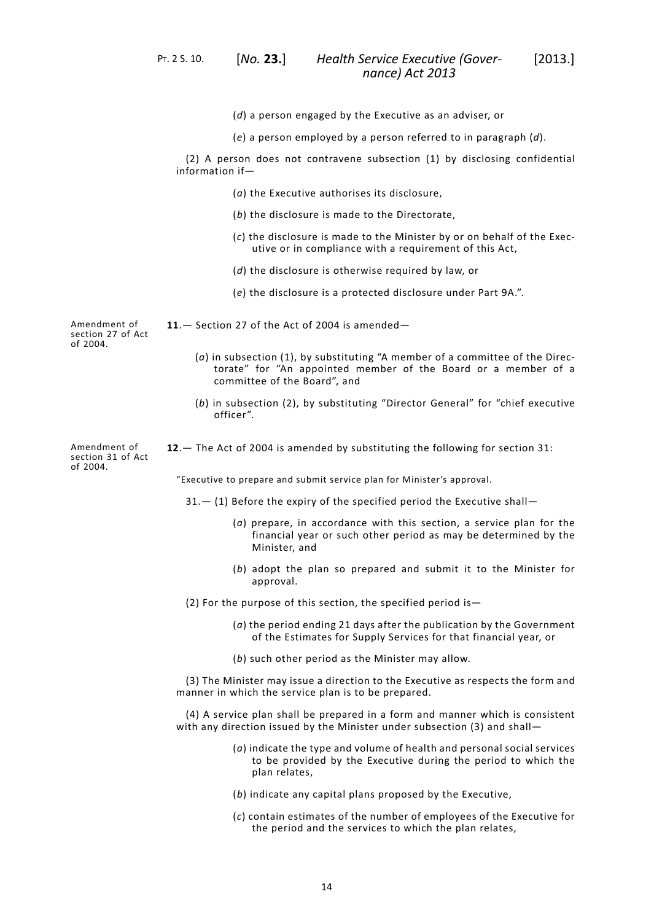(*d*) a person engaged by the Executive as an adviser, or

(*e*) a person employed by a person referred to in paragraph (*d*).

(2) A person does not contravene subsection (1) by disclosing confidential information if—

(*a*) the Executive authorises its disclosure,

(*b*) the disclosure is made to the Directorate,

(*c*) the disclosure is made to the Minister by or on behalf of the Executive or in compliance with a requirement of this Act,

(*d*) the disclosure is otherwise required by law, or

(*e*) the disclosure is a protected disclosure under Part 9A.".

Amendment of section 27 of Act of 2004.

**11**.— Section 27 of the Act of 2004 is amended—

(*a*) in subsection (1), by substituting "A member of a committee of the Directorate" for "An appointed member of the Board or a member of a committee of the Board", and

(*b*) in subsection (2), by substituting "Director General" for "chief executive officer".

Amendment of section 31 of Act of 2004.

**12**.— The Act of 2004 is amended by substituting the following for section 31:

"Executive to prepare and submit service plan for Minister's approval.

31.— (1) Before the expiry of the specified period the Executive shall—

(*a*) prepare, in accordance with this section, a service plan for the financial year or such other period as may be determined by the Minister, and

(*b*) adopt the plan so prepared and submit it to the Minister for approval.

(2) For the purpose of this section, the specified period is—

(*a*) the period ending 21 days after the publication by the Government of the Estimates for Supply Services for that financial year, or

(*b*) such other period as the Minister may allow.

(3) The Minister may issue a direction to the Executive as respects the form and manner in which the service plan is to be prepared.

(4) A service plan shall be prepared in a form and manner which is consistent with any direction issued by the Minister under subsection (3) and shall—

(*a*) indicate the type and volume of health and personal social services to be provided by the Executive during the period to which the plan relates,

(*b*) indicate any capital plans proposed by the Executive,

(*c*) contain estimates of the number of employees of the Executive for the period and the services to which the plan relates,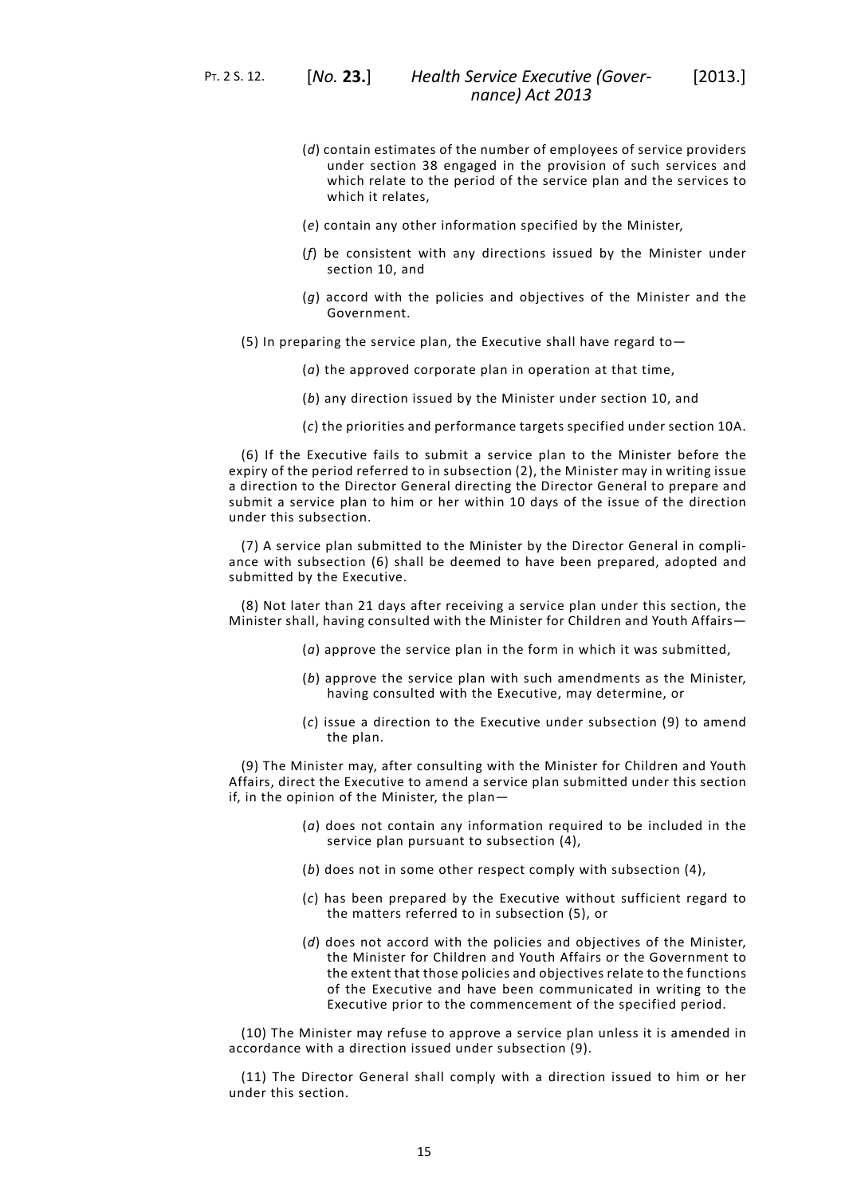(*d*) contain estimates of the number of employees of service providers under section 38 engaged in the provision of such services and which relate to the period of the service plan and the services to which it relates,

(*e*) contain any other information specified by the Minister,

(*f*) be consistent with any directions issued by the Minister under section 10, and

(*g*) accord with the policies and objectives of the Minister and the Government.

(5) In preparing the service plan, the Executive shall have regard to—

(*a*) the approved corporate plan in operation at that time,

(*b*) any direction issued by the Minister under section 10, and

(*c*) the priorities and performance targets specified under section 10A.

(6) If the Executive fails to submit a service plan to the Minister before the expiry of the period referred to in subsection (2), the Minister may in writing issue a direction to the Director General directing the Director General to prepare and submit a service plan to him or her within 10 days of the issue of the direction under this subsection.

(7) A service plan submitted to the Minister by the Director General in compliance with subsection (6) shall be deemed to have been prepared, adopted and submitted by the Executive.

(8) Not later than 21 days after receiving a service plan under this section, the Minister shall, having consulted with the Minister for Children and Youth Affairs—

(*a*) approve the service plan in the form in which it was submitted,

(*b*) approve the service plan with such amendments as the Minister, having consulted with the Executive, may determine, or

(*c*) issue a direction to the Executive under subsection (9) to amend the plan.

(9) The Minister may, after consulting with the Minister for Children and Youth Affairs, direct the Executive to amend a service plan submitted under this section if, in the opinion of the Minister, the plan—

(*a*) does not contain any information required to be included in the service plan pursuant to subsection (4),

(*b*) does not in some other respect comply with subsection (4),

(*c*) has been prepared by the Executive without sufficient regard to the matters referred to in subsection (5), or

(*d*) does not accord with the policies and objectives of the Minister, the Minister for Children and Youth Affairs or the Government to the extent that those policies and objectives relate to the functions of the Executive and have been communicated in writing to the Executive prior to the commencement of the specified period.

(10) The Minister may refuse to approve a service plan unless it is amended in accordance with a direction issued under subsection (9).

(11) The Director General shall comply with a direction issued to him or her under this section.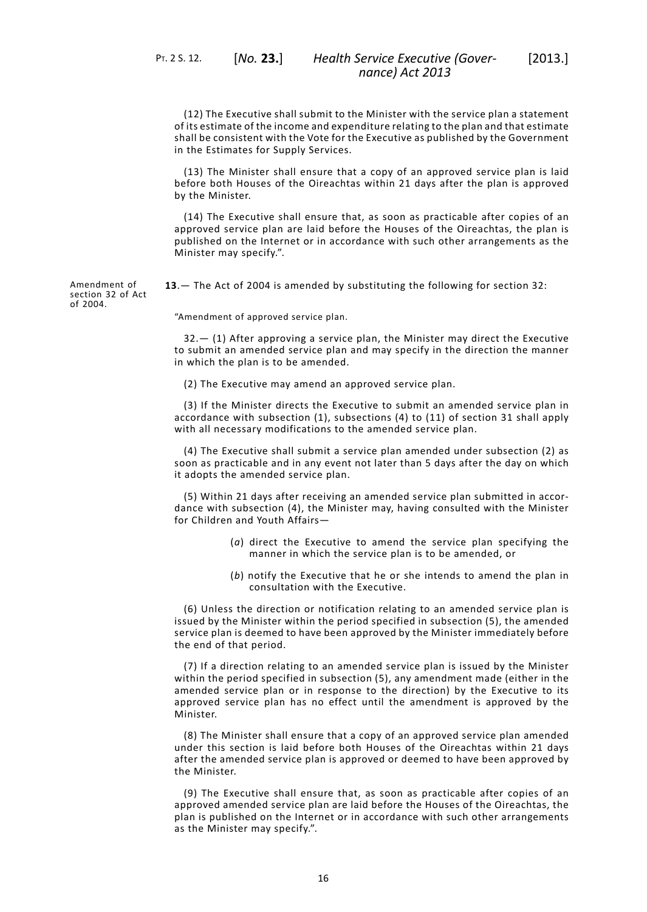(12) The Executive shall submit to the Minister with the service plan a statement of its estimate of the income and expenditure relating to the plan and that estimate shall be consistent with the Vote for the Executive as published by the Government in the Estimates for Supply Services.

(13) The Minister shall ensure that a copy of an approved service plan is laid before both Houses of the Oireachtas within 21 days after the plan is approved by the Minister.

(14) The Executive shall ensure that, as soon as practicable after copies of an approved service plan are laid before the Houses of the Oireachtas, the plan is published on the Internet or in accordance with such other arrangements as the Minister may specify.".

Amendment of section 32 of Act of 2004.

**13**.— The Act of 2004 is amended by substituting the following for section 32:

"Amendment of approved service plan.

32.— (1) After approving a service plan, the Minister may direct the Executive to submit an amended service plan and may specify in the direction the manner in which the plan is to be amended.

(2) The Executive may amend an approved service plan.

(3) If the Minister directs the Executive to submit an amended service plan in accordance with subsection (1), subsections (4) to (11) of section 31 shall apply with all necessary modifications to the amended service plan.

(4) The Executive shall submit a service plan amended under subsection (2) as soon as practicable and in any event not later than 5 days after the day on which it adopts the amended service plan.

(5) Within 21 days after receiving an amended service plan submitted in accordance with subsection (4), the Minister may, having consulted with the Minister for Children and Youth Affairs—

(*a*) direct the Executive to amend the service plan specifying the manner in which the service plan is to be amended, or

(*b*) notify the Executive that he or she intends to amend the plan in consultation with the Executive.

(6) Unless the direction or notification relating to an amended service plan is issued by the Minister within the period specified in subsection (5), the amended service plan is deemed to have been approved by the Minister immediately before the end of that period.

(7) If a direction relating to an amended service plan is issued by the Minister within the period specified in subsection (5), any amendment made (either in the amended service plan or in response to the direction) by the Executive to its approved service plan has no effect until the amendment is approved by the Minister.

(8) The Minister shall ensure that a copy of an approved service plan amended under this section is laid before both Houses of the Oireachtas within 21 days after the amended service plan is approved or deemed to have been approved by the Minister.

(9) The Executive shall ensure that, as soon as practicable after copies of an approved amended service plan are laid before the Houses of the Oireachtas, the plan is published on the Internet or in accordance with such other arrangements as the Minister may specify.".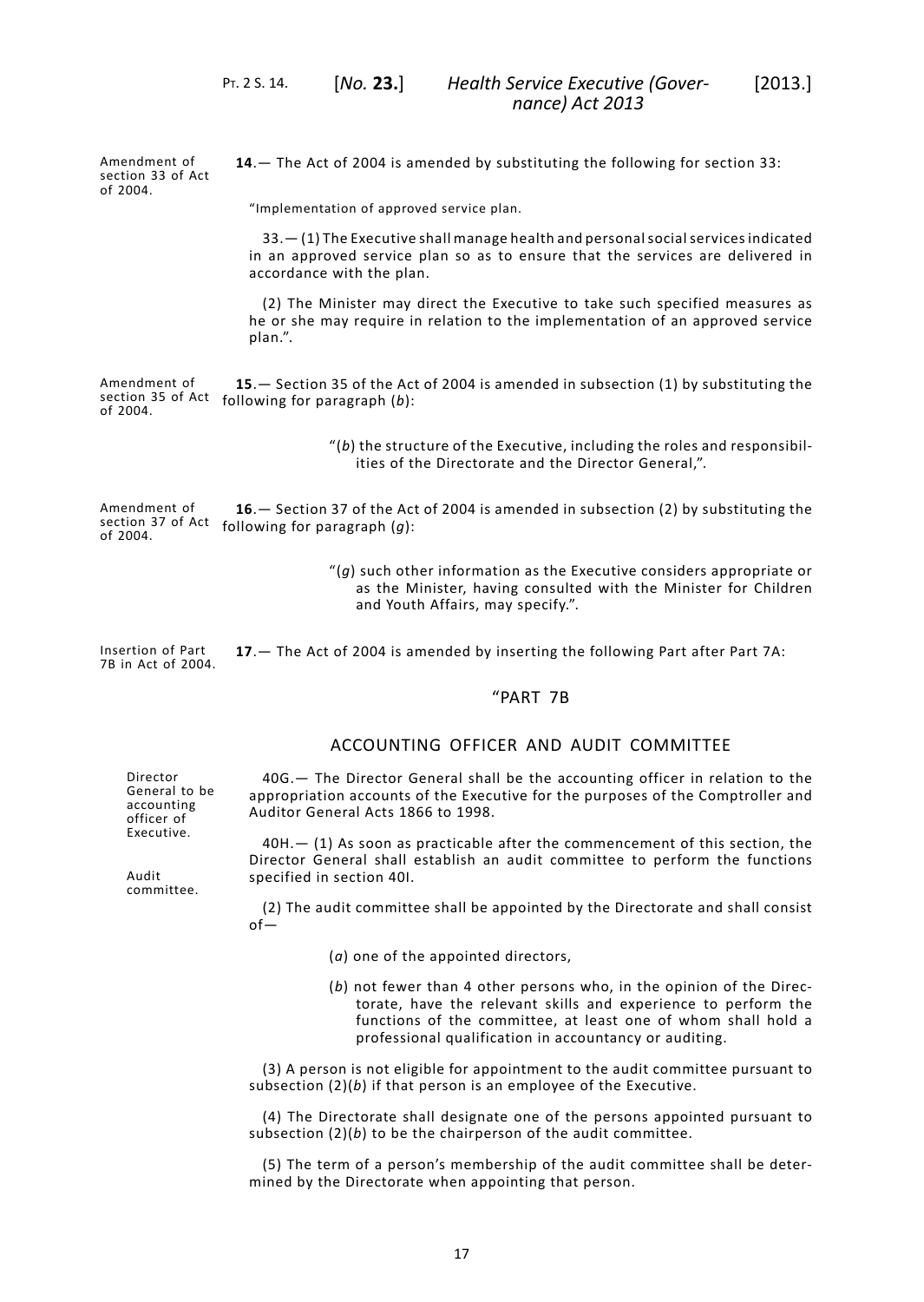Amendment of section 33 of Act of 2004.

**14**.— The Act of 2004 is amended by substituting the following for section 33:

"Implementation of approved service plan.

33.— (1) The Executive shall manage health and personal social services indicated in an approved service plan so as to ensure that the services are delivered in accordance with the plan.

(2) The Minister may direct the Executive to take such specified measures as he or she may require in relation to the implementation of an approved service plan.".

Amendment of section 35 of Act of 2004.

**15**.— Section 35 of the Act of 2004 is amended in subsection (1) by substituting the following for paragraph (*b*):

"(*b*) the structure of the Executive, including the roles and responsibilities of the Directorate and the Director General,".

Amendment of section 37 of Act of 2004.

**16**.— Section 37 of the Act of 2004 is amended in subsection (2) by substituting the following for paragraph (*g*):

"(*g*) such other information as the Executive considers appropriate or as the Minister, having consulted with the Minister for Children and Youth Affairs, may specify.".

Insertion of Part 7B in Act of 2004.

**17**.— The Act of 2004 is amended by inserting the following Part after Part 7A:

## "PART 7B

## ACCOUNTING OFFICER AND AUDIT COMMITTEE

Director General to be accounting officer of Executive.

40G.— The Director General shall be the accounting officer in relation to the appropriation accounts of the Executive for the purposes of the Comptroller and Auditor General Acts 1866 to 1998.

Audit committee.

40H.— (1) As soon as practicable after the commencement of this section, the Director General shall establish an audit committee to perform the functions specified in section 40I.

(2) The audit committee shall be appointed by the Directorate and shall consist of—

(*a*) one of the appointed directors,

(*b*) not fewer than 4 other persons who, in the opinion of the Directorate, have the relevant skills and experience to perform the functions of the committee, at least one of whom shall hold a professional qualification in accountancy or auditing.

(3) A person is not eligible for appointment to the audit committee pursuant to subsection (2)(*b*) if that person is an employee of the Executive.

(4) The Directorate shall designate one of the persons appointed pursuant to subsection (2)(*b*) to be the chairperson of the audit committee.

(5) The term of a person's membership of the audit committee shall be determined by the Directorate when appointing that person.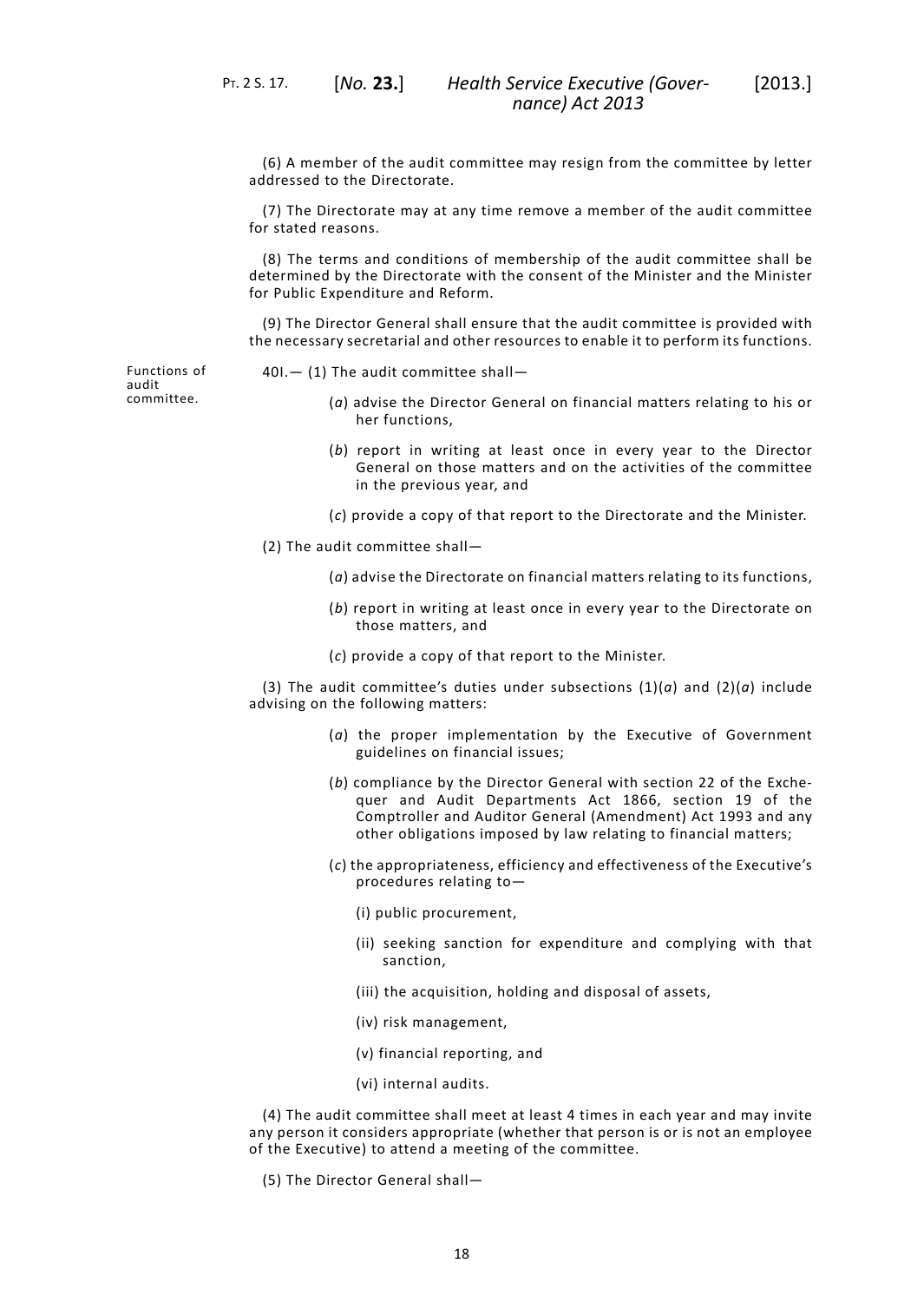(6) A member of the audit committee may resign from the committee by letter addressed to the Directorate.

(7) The Directorate may at any time remove a member of the audit committee for stated reasons.

(8) The terms and conditions of membership of the audit committee shall be determined by the Directorate with the consent of the Minister and the Minister for Public Expenditure and Reform.

(9) The Director General shall ensure that the audit committee is provided with the necessary secretarial and other resources to enable it to perform its functions.

Functions of audit committee.

40I.— (1) The audit committee shall—

(*a*) advise the Director General on financial matters relating to his or her functions,

(*b*) report in writing at least once in every year to the Director General on those matters and on the activities of the committee in the previous year, and

(*c*) provide a copy of that report to the Directorate and the Minister.

(2) The audit committee shall—

(*a*) advise the Directorate on financial matters relating to its functions,

(*b*) report in writing at least once in every year to the Directorate on those matters, and

(*c*) provide a copy of that report to the Minister.

(3) The audit committee's duties under subsections (1)(*a*) and (2)(*a*) include advising on the following matters:

(*a*) the proper implementation by the Executive of Government guidelines on financial issues;

(*b*) compliance by the Director General with section 22 of the Exchequer and Audit Departments Act 1866, section 19 of the Comptroller and Auditor General (Amendment) Act 1993 and any other obligations imposed by law relating to financial matters;

(*c*) the appropriateness, efficiency and effectiveness of the Executive's procedures relating to—

(i) public procurement,

(ii) seeking sanction for expenditure and complying with that sanction,

(iii) the acquisition, holding and disposal of assets,

(iv) risk management,

(v) financial reporting, and

(vi) internal audits.

(4) The audit committee shall meet at least 4 times in each year and may invite any person it considers appropriate (whether that person is or is not an employee of the Executive) to attend a meeting of the committee.

(5) The Director General shall—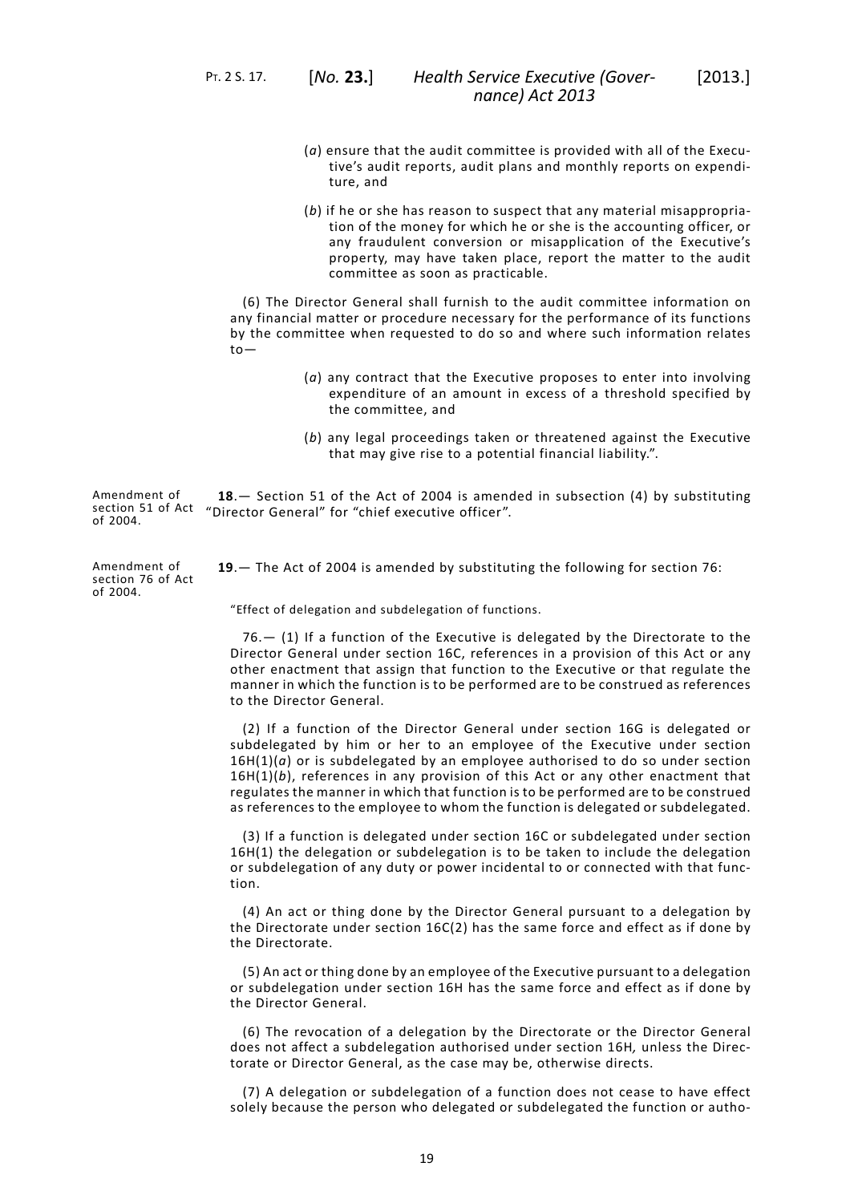(a) ensure that the audit committee is provided with all of the Executive's audit reports, audit plans and monthly reports on expenditure, and

(b) if he or she has reason to suspect that any material misappropriation of the money for which he or she is the accounting officer, or any fraudulent conversion or misapplication of the Executive's property, may have taken place, report the matter to the audit committee as soon as practicable.

(6) The Director General shall furnish to the audit committee information on any financial matter or procedure necessary for the performance of its functions by the committee when requested to do so and where such information relates to—

(a) any contract that the Executive proposes to enter into involving expenditure of an amount in excess of a threshold specified by the committee, and

(b) any legal proceedings taken or threatened against the Executive that may give rise to a potential financial liability.".

Amendment of section 51 of Act of 2004.

**18**.— Section 51 of the Act of 2004 is amended in subsection (4) by substituting "Director General" for "chief executive officer".

Amendment of section 76 of Act of 2004.

**19**.— The Act of 2004 is amended by substituting the following for section 76:

"Effect of delegation and subdelegation of functions.

76.— (1) If a function of the Executive is delegated by the Directorate to the Director General under section 16C, references in a provision of this Act or any other enactment that assign that function to the Executive or that regulate the manner in which the function is to be performed are to be construed as references to the Director General.

(2) If a function of the Director General under section 16G is delegated or subdelegated by him or her to an employee of the Executive under section 16H(1)(a) or is subdelegated by an employee authorised to do so under section 16H(1)(b), references in any provision of this Act or any other enactment that regulates the manner in which that function is to be performed are to be construed as references to the employee to whom the function is delegated or subdelegated.

(3) If a function is delegated under section 16C or subdelegated under section 16H(1) the delegation or subdelegation is to be taken to include the delegation or subdelegation of any duty or power incidental to or connected with that function.

(4) An act or thing done by the Director General pursuant to a delegation by the Directorate under section 16C(2) has the same force and effect as if done by the Directorate.

(5) An act or thing done by an employee of the Executive pursuant to a delegation or subdelegation under section 16H has the same force and effect as if done by the Director General.

(6) The revocation of a delegation by the Directorate or the Director General does not affect a subdelegation authorised under section 16H, unless the Directorate or Director General, as the case may be, otherwise directs.

(7) A delegation or subdelegation of a function does not cease to have effect solely because the person who delegated or subdelegated the function or autho-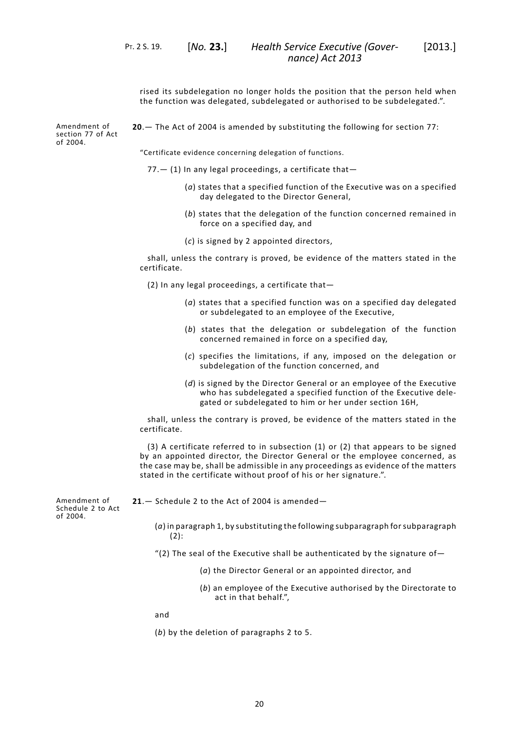rised its subdelegation no longer holds the position that the person held when the function was delegated, subdelegated or authorised to be subdelegated.".

Amendment of section 77 of Act of 2004.

**20**.— The Act of 2004 is amended by substituting the following for section 77:

"Certificate evidence concerning delegation of functions.

77.— (1) In any legal proceedings, a certificate that—

(*a*) states that a specified function of the Executive was on a specified day delegated to the Director General,

(*b*) states that the delegation of the function concerned remained in force on a specified day, and

(*c*) is signed by 2 appointed directors,

shall, unless the contrary is proved, be evidence of the matters stated in the certificate.

(2) In any legal proceedings, a certificate that—

(*a*) states that a specified function was on a specified day delegated or subdelegated to an employee of the Executive,

(*b*) states that the delegation or subdelegation of the function concerned remained in force on a specified day,

(*c*) specifies the limitations, if any, imposed on the delegation or subdelegation of the function concerned, and

(*d*) is signed by the Director General or an employee of the Executive who has subdelegated a specified function of the Executive delegated or subdelegated to him or her under section 16H,

shall, unless the contrary is proved, be evidence of the matters stated in the certificate.

(3) A certificate referred to in subsection (1) or (2) that appears to be signed by an appointed director, the Director General or the employee concerned, as the case may be, shall be admissible in any proceedings as evidence of the matters stated in the certificate without proof of his or her signature.".

Amendment of Schedule 2 to Act of 2004.

**21**.— Schedule 2 to the Act of 2004 is amended—

(*a*) in paragraph 1, by substituting the following subparagraph for subparagraph (2):

"(2) The seal of the Executive shall be authenticated by the signature of—

(*a*) the Director General or an appointed director, and

(*b*) an employee of the Executive authorised by the Directorate to act in that behalf.",

and

(*b*) by the deletion of paragraphs 2 to 5.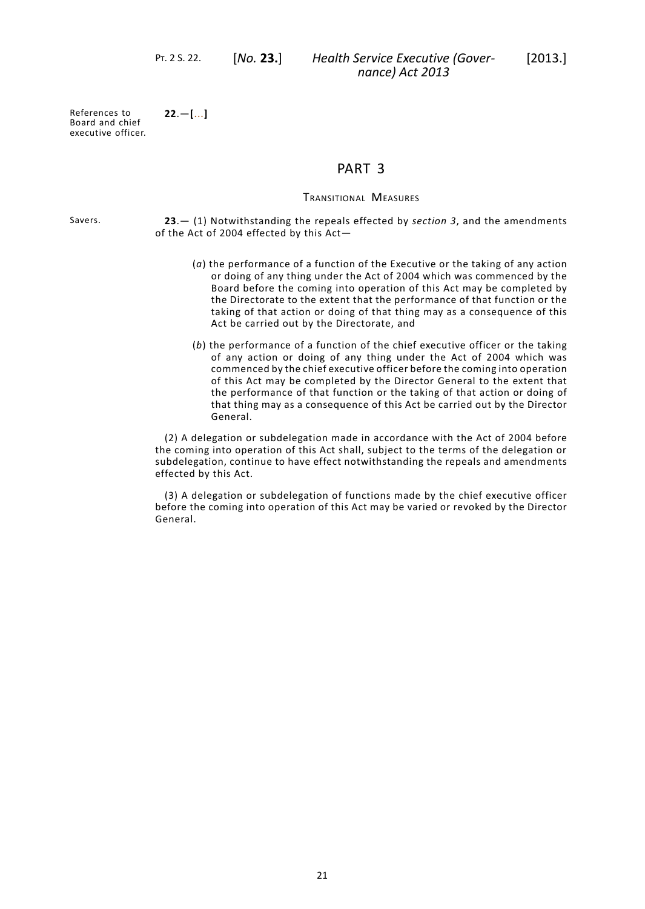References to Board and chief executive officer.

**22**.—**[**...**]**

## PART 3

### Transitional Measures

Savers.

**23**.— (1) Notwithstanding the repeals effected by *section 3*, and the amendments of the Act of 2004 effected by this Act—

(*a*) the performance of a function of the Executive or the taking of any action or doing of any thing under the Act of 2004 which was commenced by the Board before the coming into operation of this Act may be completed by the Directorate to the extent that the performance of that function or the taking of that action or doing of that thing may as a consequence of this Act be carried out by the Directorate, and

(*b*) the performance of a function of the chief executive officer or the taking of any action or doing of any thing under the Act of 2004 which was commenced by the chief executive officer before the coming into operation of this Act may be completed by the Director General to the extent that the performance of that function or the taking of that action or doing of that thing may as a consequence of this Act be carried out by the Director General.

(2) A delegation or subdelegation made in accordance with the Act of 2004 before the coming into operation of this Act shall, subject to the terms of the delegation or subdelegation, continue to have effect notwithstanding the repeals and amendments effected by this Act.

(3) A delegation or subdelegation of functions made by the chief executive officer before the coming into operation of this Act may be varied or revoked by the Director General.